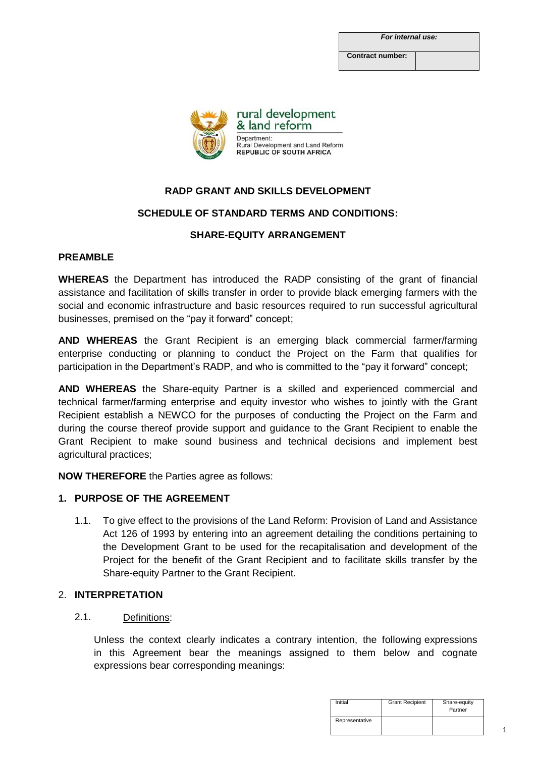| *For internal use:* | |
|---|---|
| **Contract number:** | |

rural development & land reform

Department:
Rural Development and Land Reform
**REPUBLIC OF SOUTH AFRICA**

## RADP GRANT AND SKILLS DEVELOPMENT

## SCHEDULE OF STANDARD TERMS AND CONDITIONS:

## SHARE-EQUITY ARRANGEMENT

### PREAMBLE

**WHEREAS** the Department has introduced the RADP consisting of the grant of financial assistance and facilitation of skills transfer in order to provide black emerging farmers with the social and economic infrastructure and basic resources required to run successful agricultural businesses, premised on the "pay it forward" concept;

**AND WHEREAS** the Grant Recipient is an emerging black commercial farmer/farming enterprise conducting or planning to conduct the Project on the Farm that qualifies for participation in the Department's RADP, and who is committed to the "pay it forward" concept;

**AND WHEREAS** the Share-equity Partner is a skilled and experienced commercial and technical farmer/farming enterprise and equity investor who wishes to jointly with the Grant Recipient establish a NEWCO for the purposes of conducting the Project on the Farm and during the course thereof provide support and guidance to the Grant Recipient to enable the Grant Recipient to make sound business and technical decisions and implement best agricultural practices;

**NOW THEREFORE** the Parties agree as follows:

### 1. PURPOSE OF THE AGREEMENT

1.1. To give effect to the provisions of the Land Reform: Provision of Land and Assistance Act 126 of 1993 by entering into an agreement detailing the conditions pertaining to the Development Grant to be used for the recapitalisation and development of the Project for the benefit of the Grant Recipient and to facilitate skills transfer by the Share-equity Partner to the Grant Recipient.

### 2. INTERPRETATION

2.1. Definitions:

Unless the context clearly indicates a contrary intention, the following expressions in this Agreement bear the meanings assigned to them below and cognate expressions bear corresponding meanings:

| Initial | Grant Recipient | Share-equity Partner |
|---|---|---|
| Representative | | |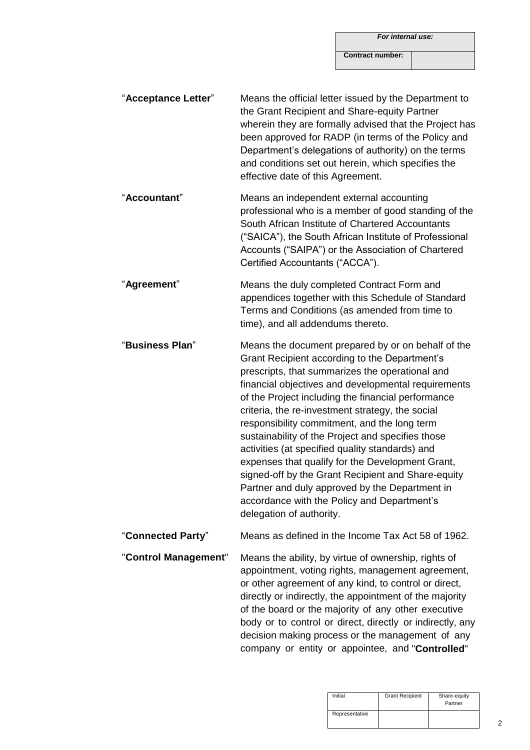| Term | Definition |
| --- | --- |
| "**Acceptance Letter**" | Means the official letter issued by the Department to the Grant Recipient and Share-equity Partner wherein they are formally advised that the Project has been approved for RADP (in terms of the Policy and Department's delegations of authority) on the terms and conditions set out herein, which specifies the effective date of this Agreement. |
| "**Accountant**" | Means an independent external accounting professional who is a member of good standing of the South African Institute of Chartered Accountants ("SAICA"), the South African Institute of Professional Accounts ("SAIPA") or the Association of Chartered Certified Accountants ("ACCA"). |
| "**Agreement**" | Means the duly completed Contract Form and appendices together with this Schedule of Standard Terms and Conditions (as amended from time to time), and all addendums thereto. |
| "**Business Plan**" | Means the document prepared by or on behalf of the Grant Recipient according to the Department's prescripts, that summarizes the operational and financial objectives and developmental requirements of the Project including the financial performance criteria, the re-investment strategy, the social responsibility commitment, and the long term sustainability of the Project and specifies those activities (at specified quality standards) and expenses that qualify for the Development Grant, signed-off by the Grant Recipient and Share-equity Partner and duly approved by the Department in accordance with the Policy and Department's delegation of authority. |
| "**Connected Party**" | Means as defined in the Income Tax Act 58 of 1962. |
| "**Control Management**" | Means the ability, by virtue of ownership, rights of appointment, voting rights, management agreement, or other agreement of any kind, to control or direct, directly or indirectly, the appointment of the majority of the board or the majority of any other executive body or to control or direct, directly or indirectly, any decision making process or the management of any company or entity or appointee, and "**Controlled**" |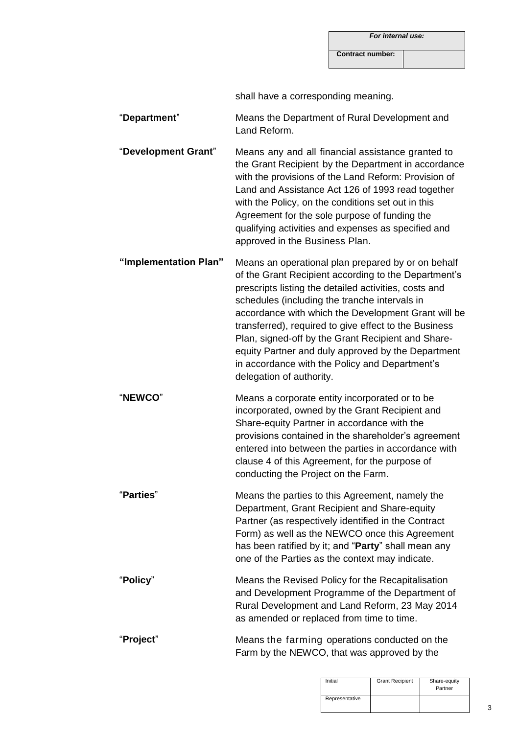shall have a corresponding meaning.

| | |
|---|---|
| "**Department**" | Means the Department of Rural Development and Land Reform. |
| "**Development Grant**" | Means any and all financial assistance granted to the Grant Recipient by the Department in accordance with the provisions of the Land Reform: Provision of Land and Assistance Act 126 of 1993 read together with the Policy, on the conditions set out in this Agreement for the sole purpose of funding the qualifying activities and expenses as specified and approved in the Business Plan. |
| **"Implementation Plan"** | Means an operational plan prepared by or on behalf of the Grant Recipient according to the Department's prescripts listing the detailed activities, costs and schedules (including the tranche intervals in accordance with which the Development Grant will be transferred), required to give effect to the Business Plan, signed-off by the Grant Recipient and Share-equity Partner and duly approved by the Department in accordance with the Policy and Department's delegation of authority. |
| "**NEWCO**" | Means a corporate entity incorporated or to be incorporated, owned by the Grant Recipient and Share-equity Partner in accordance with the provisions contained in the shareholder's agreement entered into between the parties in accordance with clause 4 of this Agreement, for the purpose of conducting the Project on the Farm. |
| "**Parties**" | Means the parties to this Agreement, namely the Department, Grant Recipient and Share-equity Partner (as respectively identified in the Contract Form) as well as the NEWCO once this Agreement has been ratified by it; and "**Party**" shall mean any one of the Parties as the context may indicate. |
| "**Policy**" | Means the Revised Policy for the Recapitalisation and Development Programme of the Department of Rural Development and Land Reform, 23 May 2014 as amended or replaced from time to time. |
| "**Project**" | Means the farming operations conducted on the Farm by the NEWCO, that was approved by the |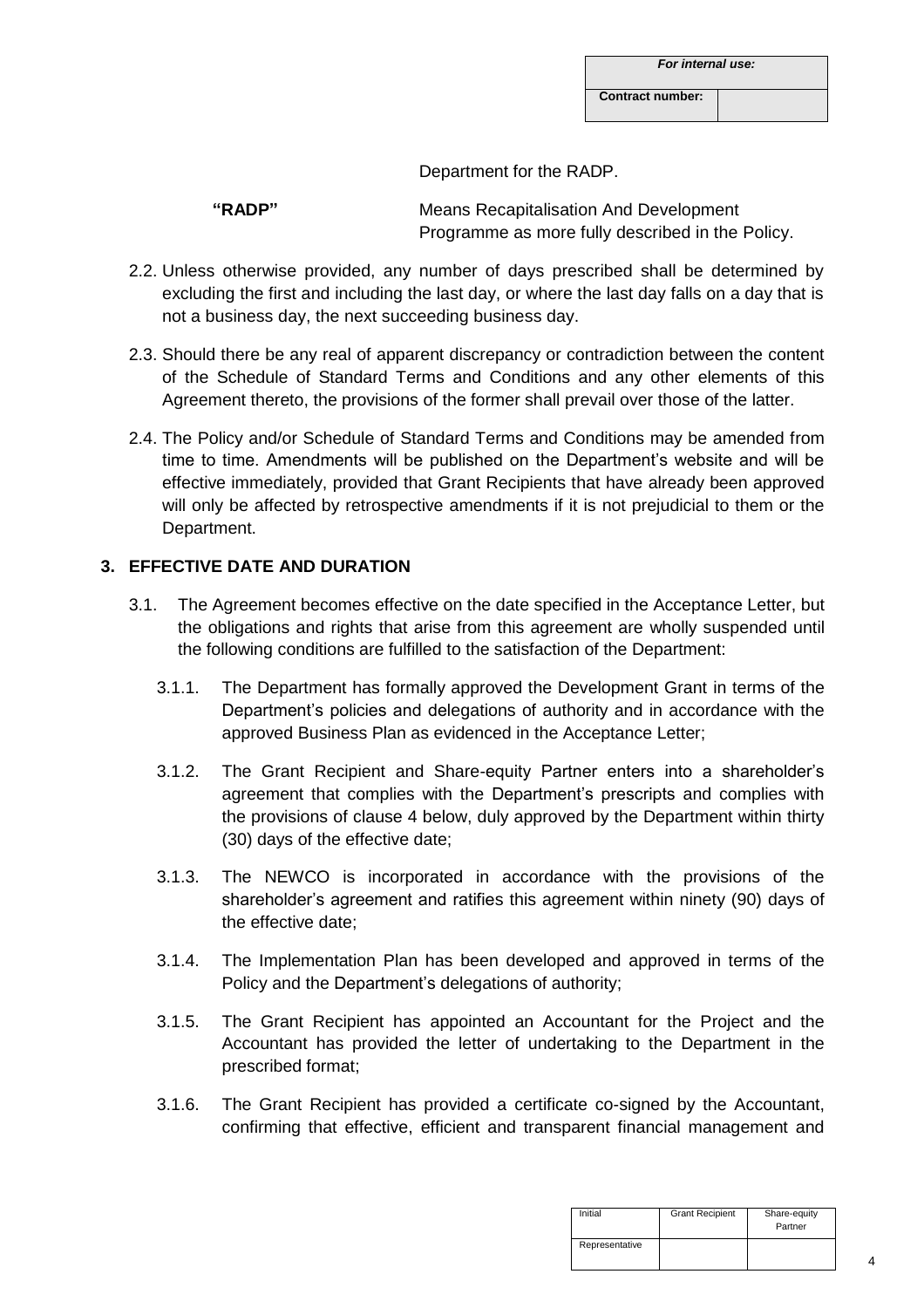Department for the RADP.

**"RADP"** Means Recapitalisation And Development Programme as more fully described in the Policy.

2.2. Unless otherwise provided, any number of days prescribed shall be determined by excluding the first and including the last day, or where the last day falls on a day that is not a business day, the next succeeding business day.

2.3. Should there be any real of apparent discrepancy or contradiction between the content of the Schedule of Standard Terms and Conditions and any other elements of this Agreement thereto, the provisions of the former shall prevail over those of the latter.

2.4. The Policy and/or Schedule of Standard Terms and Conditions may be amended from time to time. Amendments will be published on the Department's website and will be effective immediately, provided that Grant Recipients that have already been approved will only be affected by retrospective amendments if it is not prejudicial to them or the Department.

## 3. EFFECTIVE DATE AND DURATION

3.1. The Agreement becomes effective on the date specified in the Acceptance Letter, but the obligations and rights that arise from this agreement are wholly suspended until the following conditions are fulfilled to the satisfaction of the Department:

3.1.1. The Department has formally approved the Development Grant in terms of the Department's policies and delegations of authority and in accordance with the approved Business Plan as evidenced in the Acceptance Letter;

3.1.2. The Grant Recipient and Share-equity Partner enters into a shareholder's agreement that complies with the Department's prescripts and complies with the provisions of clause 4 below, duly approved by the Department within thirty (30) days of the effective date;

3.1.3. The NEWCO is incorporated in accordance with the provisions of the shareholder's agreement and ratifies this agreement within ninety (90) days of the effective date;

3.1.4. The Implementation Plan has been developed and approved in terms of the Policy and the Department's delegations of authority;

3.1.5. The Grant Recipient has appointed an Accountant for the Project and the Accountant has provided the letter of undertaking to the Department in the prescribed format;

3.1.6. The Grant Recipient has provided a certificate co-signed by the Accountant, confirming that effective, efficient and transparent financial management and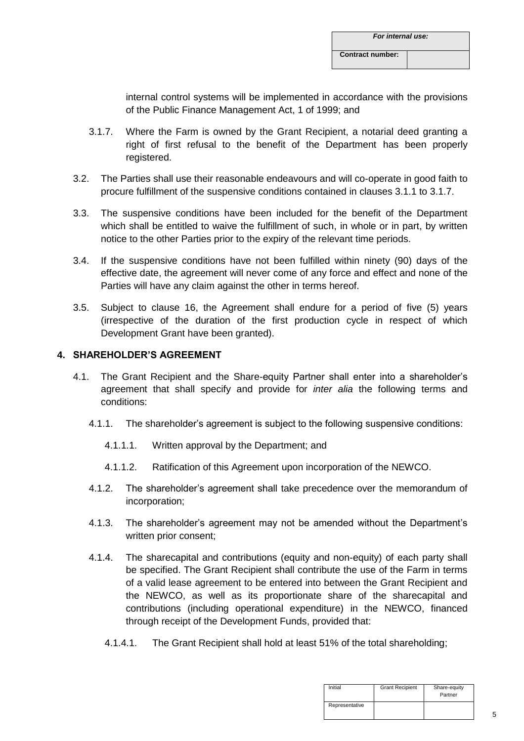| For internal use: | |
|---|---|
| Contract number: | |

internal control systems will be implemented in accordance with the provisions of the Public Finance Management Act, 1 of 1999; and

3.1.7. Where the Farm is owned by the Grant Recipient, a notarial deed granting a right of first refusal to the benefit of the Department has been properly registered.

3.2. The Parties shall use their reasonable endeavours and will co-operate in good faith to procure fulfillment of the suspensive conditions contained in clauses 3.1.1 to 3.1.7.

3.3. The suspensive conditions have been included for the benefit of the Department which shall be entitled to waive the fulfillment of such, in whole or in part, by written notice to the other Parties prior to the expiry of the relevant time periods.

3.4. If the suspensive conditions have not been fulfilled within ninety (90) days of the effective date, the agreement will never come of any force and effect and none of the Parties will have any claim against the other in terms hereof.

3.5. Subject to clause 16, the Agreement shall endure for a period of five (5) years (irrespective of the duration of the first production cycle in respect of which Development Grant have been granted).

## 4. SHAREHOLDER'S AGREEMENT

4.1. The Grant Recipient and the Share-equity Partner shall enter into a shareholder's agreement that shall specify and provide for *inter alia* the following terms and conditions:

4.1.1. The shareholder's agreement is subject to the following suspensive conditions:

4.1.1.1. Written approval by the Department; and

4.1.1.2. Ratification of this Agreement upon incorporation of the NEWCO.

4.1.2. The shareholder's agreement shall take precedence over the memorandum of incorporation;

4.1.3. The shareholder's agreement may not be amended without the Department's written prior consent;

4.1.4. The sharecapital and contributions (equity and non-equity) of each party shall be specified. The Grant Recipient shall contribute the use of the Farm in terms of a valid lease agreement to be entered into between the Grant Recipient and the NEWCO, as well as its proportionate share of the sharecapital and contributions (including operational expenditure) in the NEWCO, financed through receipt of the Development Funds, provided that:

4.1.4.1. The Grant Recipient shall hold at least 51% of the total shareholding;

| Initial | Grant Recipient | Share-equity Partner |
|---|---|---|
| Representative | | |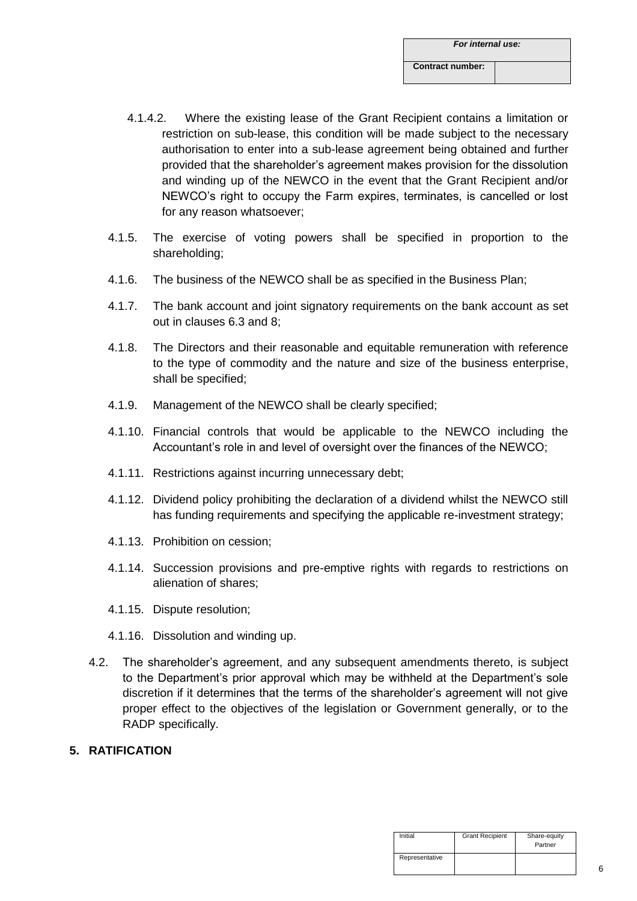| *For internal use:* | |
|---|---|
| **Contract number:** | |

4.1.4.2. Where the existing lease of the Grant Recipient contains a limitation or restriction on sub-lease, this condition will be made subject to the necessary authorisation to enter into a sub-lease agreement being obtained and further provided that the shareholder's agreement makes provision for the dissolution and winding up of the NEWCO in the event that the Grant Recipient and/or NEWCO's right to occupy the Farm expires, terminates, is cancelled or lost for any reason whatsoever;

4.1.5. The exercise of voting powers shall be specified in proportion to the shareholding;

4.1.6. The business of the NEWCO shall be as specified in the Business Plan;

4.1.7. The bank account and joint signatory requirements on the bank account as set out in clauses 6.3 and 8;

4.1.8. The Directors and their reasonable and equitable remuneration with reference to the type of commodity and the nature and size of the business enterprise, shall be specified;

4.1.9. Management of the NEWCO shall be clearly specified;

4.1.10. Financial controls that would be applicable to the NEWCO including the Accountant's role in and level of oversight over the finances of the NEWCO;

4.1.11. Restrictions against incurring unnecessary debt;

4.1.12. Dividend policy prohibiting the declaration of a dividend whilst the NEWCO still has funding requirements and specifying the applicable re-investment strategy;

4.1.13. Prohibition on cession;

4.1.14. Succession provisions and pre-emptive rights with regards to restrictions on alienation of shares;

4.1.15. Dispute resolution;

4.1.16. Dissolution and winding up.

4.2. The shareholder's agreement, and any subsequent amendments thereto, is subject to the Department's prior approval which may be withheld at the Department's sole discretion if it determines that the terms of the shareholder's agreement will not give proper effect to the objectives of the legislation or Government generally, or to the RADP specifically.

## 5. RATIFICATION

| Initial | Grant Recipient | Share-equity Partner |
|---|---|---|
| Representative | | |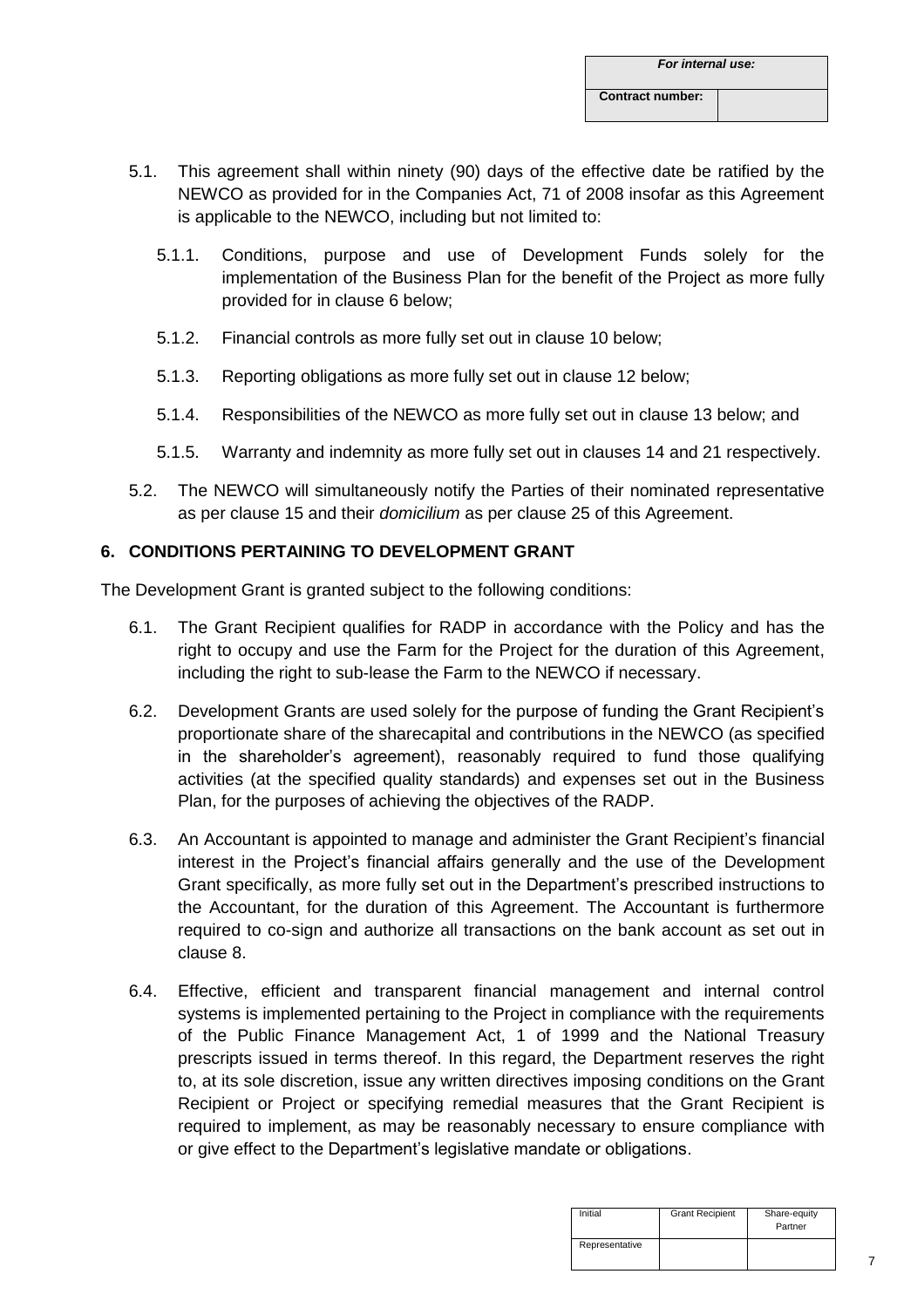5.1. This agreement shall within ninety (90) days of the effective date be ratified by the NEWCO as provided for in the Companies Act, 71 of 2008 insofar as this Agreement is applicable to the NEWCO, including but not limited to:

5.1.1. Conditions, purpose and use of Development Funds solely for the implementation of the Business Plan for the benefit of the Project as more fully provided for in clause 6 below;

5.1.2. Financial controls as more fully set out in clause 10 below;

5.1.3. Reporting obligations as more fully set out in clause 12 below;

5.1.4. Responsibilities of the NEWCO as more fully set out in clause 13 below; and

5.1.5. Warranty and indemnity as more fully set out in clauses 14 and 21 respectively.

5.2. The NEWCO will simultaneously notify the Parties of their nominated representative as per clause 15 and their *domicilium* as per clause 25 of this Agreement.

## 6. CONDITIONS PERTAINING TO DEVELOPMENT GRANT

The Development Grant is granted subject to the following conditions:

6.1. The Grant Recipient qualifies for RADP in accordance with the Policy and has the right to occupy and use the Farm for the Project for the duration of this Agreement, including the right to sub-lease the Farm to the NEWCO if necessary.

6.2. Development Grants are used solely for the purpose of funding the Grant Recipient's proportionate share of the sharecapital and contributions in the NEWCO (as specified in the shareholder's agreement), reasonably required to fund those qualifying activities (at the specified quality standards) and expenses set out in the Business Plan, for the purposes of achieving the objectives of the RADP.

6.3. An Accountant is appointed to manage and administer the Grant Recipient's financial interest in the Project's financial affairs generally and the use of the Development Grant specifically, as more fully set out in the Department's prescribed instructions to the Accountant, for the duration of this Agreement. The Accountant is furthermore required to co-sign and authorize all transactions on the bank account as set out in clause 8.

6.4. Effective, efficient and transparent financial management and internal control systems is implemented pertaining to the Project in compliance with the requirements of the Public Finance Management Act, 1 of 1999 and the National Treasury prescripts issued in terms thereof. In this regard, the Department reserves the right to, at its sole discretion, issue any written directives imposing conditions on the Grant Recipient or Project or specifying remedial measures that the Grant Recipient is required to implement, as may be reasonably necessary to ensure compliance with or give effect to the Department's legislative mandate or obligations.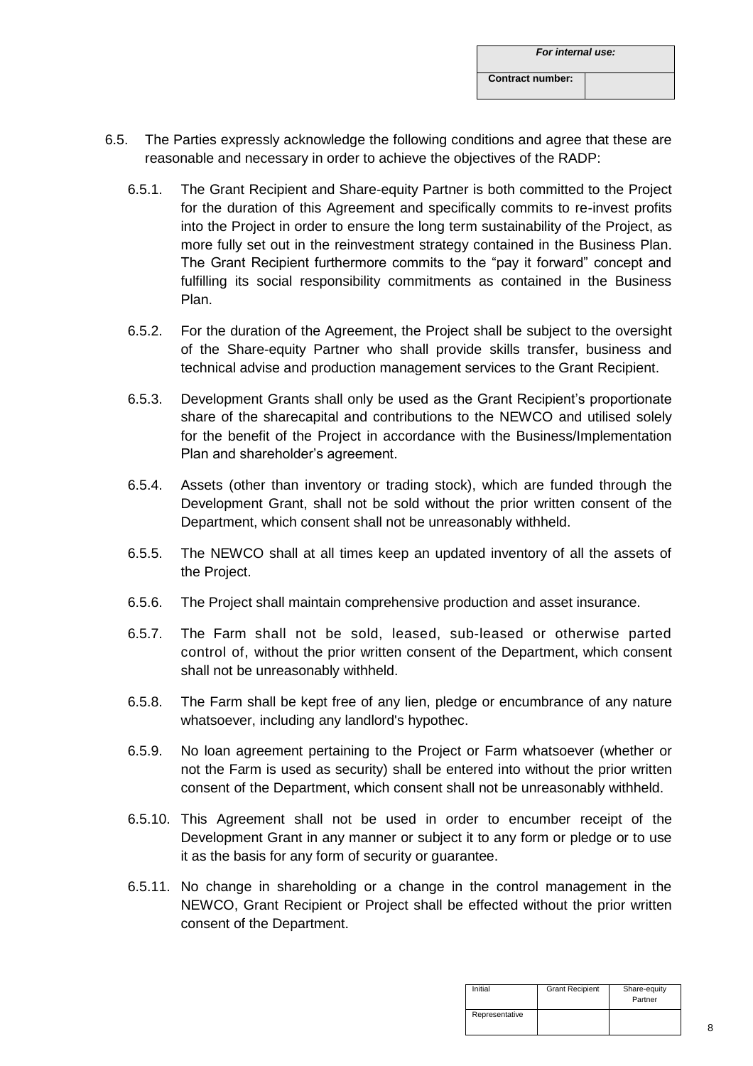6.5. The Parties expressly acknowledge the following conditions and agree that these are reasonable and necessary in order to achieve the objectives of the RADP:

6.5.1. The Grant Recipient and Share-equity Partner is both committed to the Project for the duration of this Agreement and specifically commits to re-invest profits into the Project in order to ensure the long term sustainability of the Project, as more fully set out in the reinvestment strategy contained in the Business Plan. The Grant Recipient furthermore commits to the "pay it forward" concept and fulfilling its social responsibility commitments as contained in the Business Plan.

6.5.2. For the duration of the Agreement, the Project shall be subject to the oversight of the Share-equity Partner who shall provide skills transfer, business and technical advise and production management services to the Grant Recipient.

6.5.3. Development Grants shall only be used as the Grant Recipient's proportionate share of the sharecapital and contributions to the NEWCO and utilised solely for the benefit of the Project in accordance with the Business/Implementation Plan and shareholder's agreement.

6.5.4. Assets (other than inventory or trading stock), which are funded through the Development Grant, shall not be sold without the prior written consent of the Department, which consent shall not be unreasonably withheld.

6.5.5. The NEWCO shall at all times keep an updated inventory of all the assets of the Project.

6.5.6. The Project shall maintain comprehensive production and asset insurance.

6.5.7. The Farm shall not be sold, leased, sub-leased or otherwise parted control of, without the prior written consent of the Department, which consent shall not be unreasonably withheld.

6.5.8. The Farm shall be kept free of any lien, pledge or encumbrance of any nature whatsoever, including any landlord's hypothec.

6.5.9. No loan agreement pertaining to the Project or Farm whatsoever (whether or not the Farm is used as security) shall be entered into without the prior written consent of the Department, which consent shall not be unreasonably withheld.

6.5.10. This Agreement shall not be used in order to encumber receipt of the Development Grant in any manner or subject it to any form or pledge or to use it as the basis for any form of security or guarantee.

6.5.11. No change in shareholding or a change in the control management in the NEWCO, Grant Recipient or Project shall be effected without the prior written consent of the Department.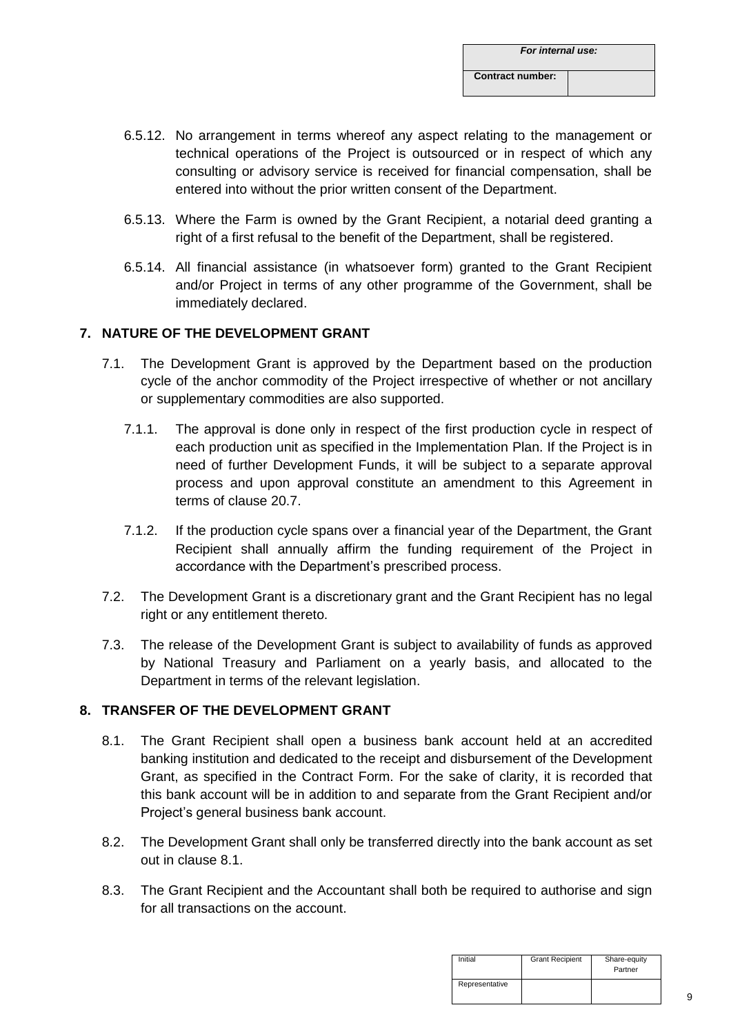6.5.12. No arrangement in terms whereof any aspect relating to the management or technical operations of the Project is outsourced or in respect of which any consulting or advisory service is received for financial compensation, shall be entered into without the prior written consent of the Department.

6.5.13. Where the Farm is owned by the Grant Recipient, a notarial deed granting a right of a first refusal to the benefit of the Department, shall be registered.

6.5.14. All financial assistance (in whatsoever form) granted to the Grant Recipient and/or Project in terms of any other programme of the Government, shall be immediately declared.

## 7. NATURE OF THE DEVELOPMENT GRANT

7.1. The Development Grant is approved by the Department based on the production cycle of the anchor commodity of the Project irrespective of whether or not ancillary or supplementary commodities are also supported.

7.1.1. The approval is done only in respect of the first production cycle in respect of each production unit as specified in the Implementation Plan. If the Project is in need of further Development Funds, it will be subject to a separate approval process and upon approval constitute an amendment to this Agreement in terms of clause 20.7.

7.1.2. If the production cycle spans over a financial year of the Department, the Grant Recipient shall annually affirm the funding requirement of the Project in accordance with the Department's prescribed process.

7.2. The Development Grant is a discretionary grant and the Grant Recipient has no legal right or any entitlement thereto.

7.3. The release of the Development Grant is subject to availability of funds as approved by National Treasury and Parliament on a yearly basis, and allocated to the Department in terms of the relevant legislation.

## 8. TRANSFER OF THE DEVELOPMENT GRANT

8.1. The Grant Recipient shall open a business bank account held at an accredited banking institution and dedicated to the receipt and disbursement of the Development Grant, as specified in the Contract Form. For the sake of clarity, it is recorded that this bank account will be in addition to and separate from the Grant Recipient and/or Project's general business bank account.

8.2. The Development Grant shall only be transferred directly into the bank account as set out in clause 8.1.

8.3. The Grant Recipient and the Accountant shall both be required to authorise and sign for all transactions on the account.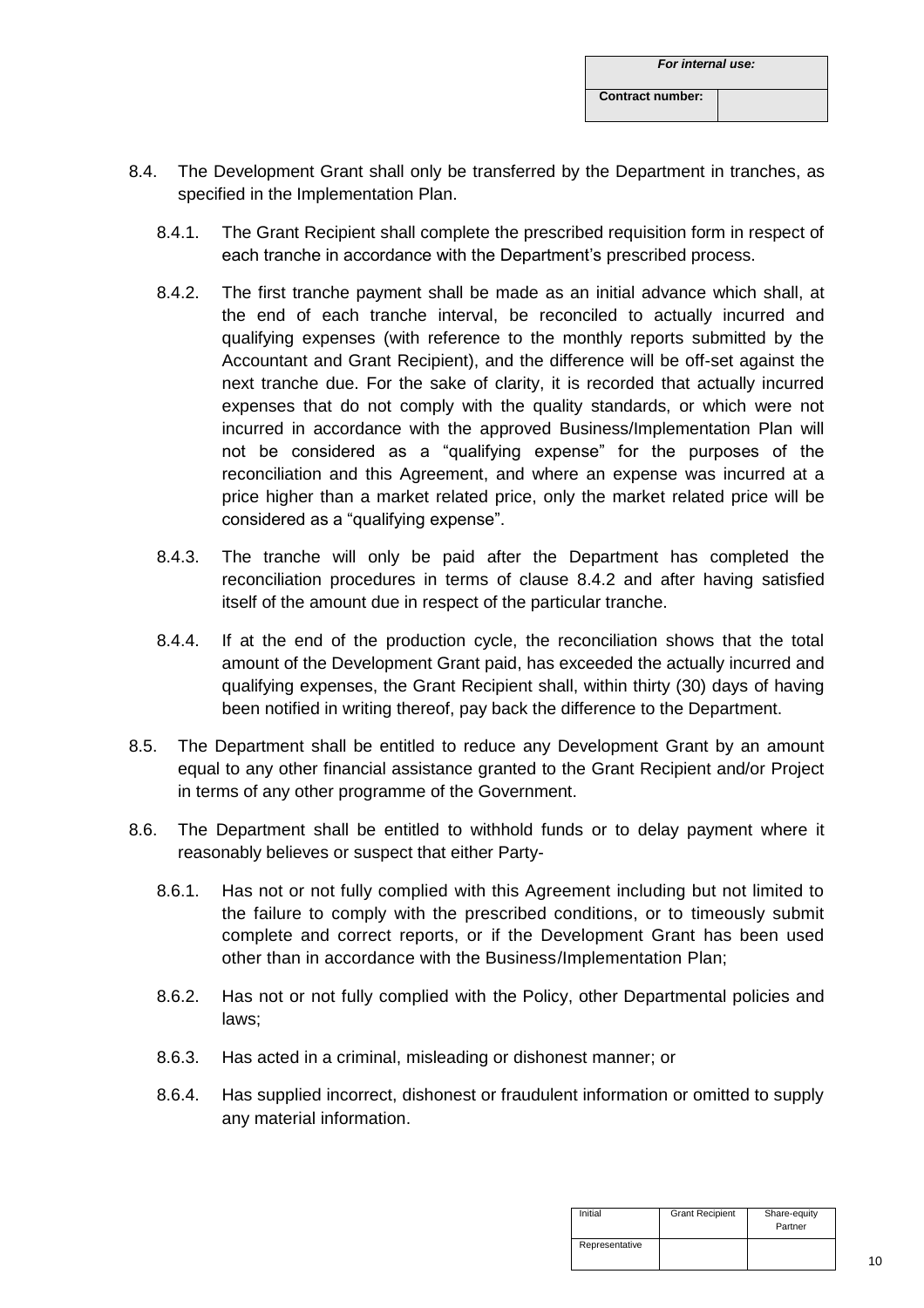8.4. The Development Grant shall only be transferred by the Department in tranches, as specified in the Implementation Plan.

8.4.1. The Grant Recipient shall complete the prescribed requisition form in respect of each tranche in accordance with the Department's prescribed process.

8.4.2. The first tranche payment shall be made as an initial advance which shall, at the end of each tranche interval, be reconciled to actually incurred and qualifying expenses (with reference to the monthly reports submitted by the Accountant and Grant Recipient), and the difference will be off-set against the next tranche due. For the sake of clarity, it is recorded that actually incurred expenses that do not comply with the quality standards, or which were not incurred in accordance with the approved Business/Implementation Plan will not be considered as a "qualifying expense" for the purposes of the reconciliation and this Agreement, and where an expense was incurred at a price higher than a market related price, only the market related price will be considered as a "qualifying expense".

8.4.3. The tranche will only be paid after the Department has completed the reconciliation procedures in terms of clause 8.4.2 and after having satisfied itself of the amount due in respect of the particular tranche.

8.4.4. If at the end of the production cycle, the reconciliation shows that the total amount of the Development Grant paid, has exceeded the actually incurred and qualifying expenses, the Grant Recipient shall, within thirty (30) days of having been notified in writing thereof, pay back the difference to the Department.

8.5. The Department shall be entitled to reduce any Development Grant by an amount equal to any other financial assistance granted to the Grant Recipient and/or Project in terms of any other programme of the Government.

8.6. The Department shall be entitled to withhold funds or to delay payment where it reasonably believes or suspect that either Party-

8.6.1. Has not or not fully complied with this Agreement including but not limited to the failure to comply with the prescribed conditions, or to timeously submit complete and correct reports, or if the Development Grant has been used other than in accordance with the Business/Implementation Plan;

8.6.2. Has not or not fully complied with the Policy, other Departmental policies and laws;

8.6.3. Has acted in a criminal, misleading or dishonest manner; or

8.6.4. Has supplied incorrect, dishonest or fraudulent information or omitted to supply any material information.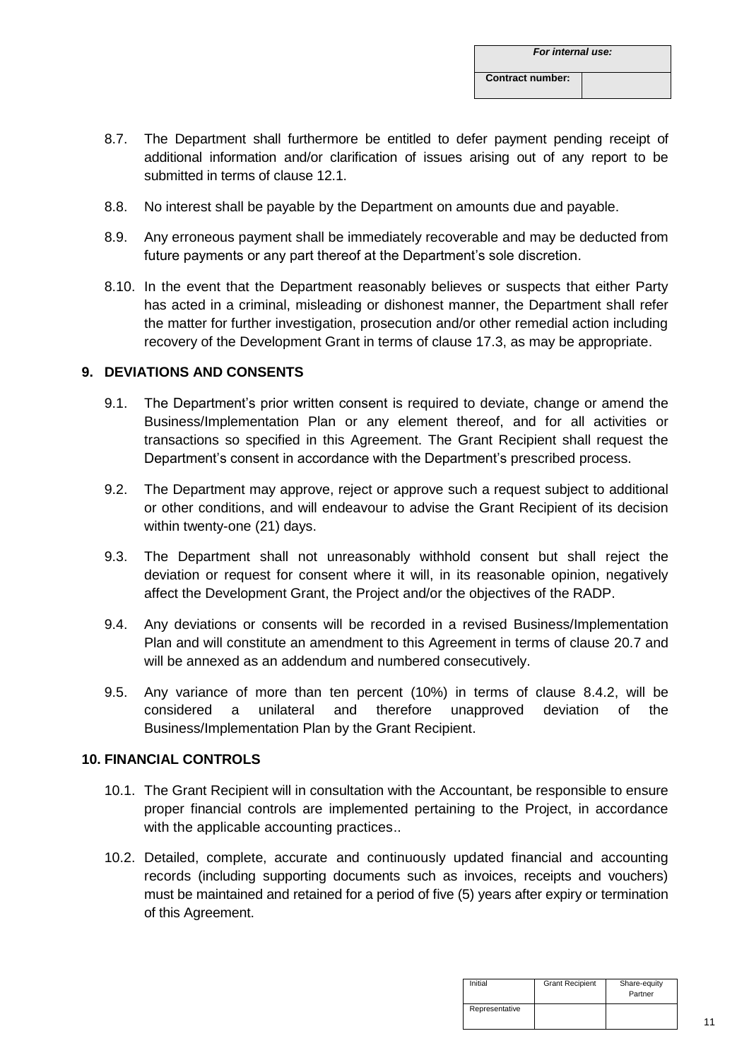8.7. The Department shall furthermore be entitled to defer payment pending receipt of additional information and/or clarification of issues arising out of any report to be submitted in terms of clause 12.1.

8.8. No interest shall be payable by the Department on amounts due and payable.

8.9. Any erroneous payment shall be immediately recoverable and may be deducted from future payments or any part thereof at the Department's sole discretion.

8.10. In the event that the Department reasonably believes or suspects that either Party has acted in a criminal, misleading or dishonest manner, the Department shall refer the matter for further investigation, prosecution and/or other remedial action including recovery of the Development Grant in terms of clause 17.3, as may be appropriate.

## 9. DEVIATIONS AND CONSENTS

9.1. The Department's prior written consent is required to deviate, change or amend the Business/Implementation Plan or any element thereof, and for all activities or transactions so specified in this Agreement. The Grant Recipient shall request the Department's consent in accordance with the Department's prescribed process.

9.2. The Department may approve, reject or approve such a request subject to additional or other conditions, and will endeavour to advise the Grant Recipient of its decision within twenty-one (21) days.

9.3. The Department shall not unreasonably withhold consent but shall reject the deviation or request for consent where it will, in its reasonable opinion, negatively affect the Development Grant, the Project and/or the objectives of the RADP.

9.4. Any deviations or consents will be recorded in a revised Business/Implementation Plan and will constitute an amendment to this Agreement in terms of clause 20.7 and will be annexed as an addendum and numbered consecutively.

9.5. Any variance of more than ten percent (10%) in terms of clause 8.4.2, will be considered a unilateral and therefore unapproved deviation of the Business/Implementation Plan by the Grant Recipient.

## 10. FINANCIAL CONTROLS

10.1. The Grant Recipient will in consultation with the Accountant, be responsible to ensure proper financial controls are implemented pertaining to the Project, in accordance with the applicable accounting practices..

10.2. Detailed, complete, accurate and continuously updated financial and accounting records (including supporting documents such as invoices, receipts and vouchers) must be maintained and retained for a period of five (5) years after expiry or termination of this Agreement.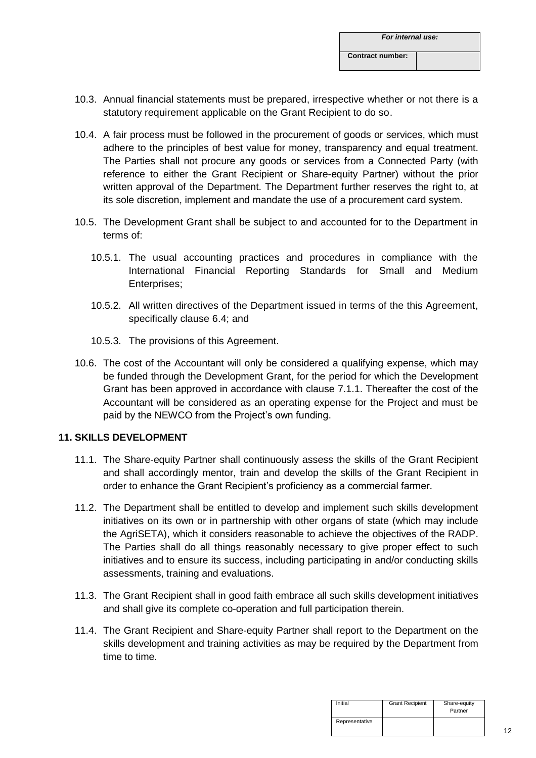10.3. Annual financial statements must be prepared, irrespective whether or not there is a statutory requirement applicable on the Grant Recipient to do so.

10.4. A fair process must be followed in the procurement of goods or services, which must adhere to the principles of best value for money, transparency and equal treatment. The Parties shall not procure any goods or services from a Connected Party (with reference to either the Grant Recipient or Share-equity Partner) without the prior written approval of the Department. The Department further reserves the right to, at its sole discretion, implement and mandate the use of a procurement card system.

10.5. The Development Grant shall be subject to and accounted for to the Department in terms of:

10.5.1. The usual accounting practices and procedures in compliance with the International Financial Reporting Standards for Small and Medium Enterprises;

10.5.2. All written directives of the Department issued in terms of the this Agreement, specifically clause 6.4; and

10.5.3. The provisions of this Agreement.

10.6. The cost of the Accountant will only be considered a qualifying expense, which may be funded through the Development Grant, for the period for which the Development Grant has been approved in accordance with clause 7.1.1. Thereafter the cost of the Accountant will be considered as an operating expense for the Project and must be paid by the NEWCO from the Project's own funding.

## 11. SKILLS DEVELOPMENT

11.1. The Share-equity Partner shall continuously assess the skills of the Grant Recipient and shall accordingly mentor, train and develop the skills of the Grant Recipient in order to enhance the Grant Recipient's proficiency as a commercial farmer.

11.2. The Department shall be entitled to develop and implement such skills development initiatives on its own or in partnership with other organs of state (which may include the AgriSETA), which it considers reasonable to achieve the objectives of the RADP. The Parties shall do all things reasonably necessary to give proper effect to such initiatives and to ensure its success, including participating in and/or conducting skills assessments, training and evaluations.

11.3. The Grant Recipient shall in good faith embrace all such skills development initiatives and shall give its complete co-operation and full participation therein.

11.4. The Grant Recipient and Share-equity Partner shall report to the Department on the skills development and training activities as may be required by the Department from time to time.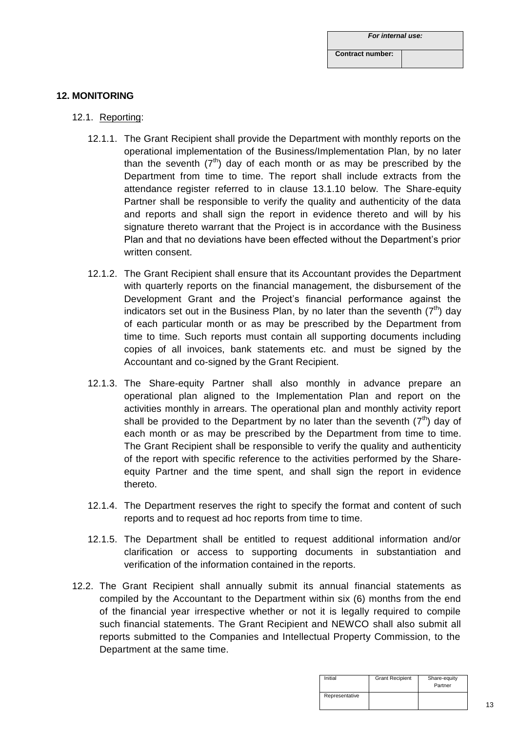| *For internal use:* | |
|---|---|
| **Contract number:** | |

## 12. MONITORING

12.1. Reporting:

12.1.1. The Grant Recipient shall provide the Department with monthly reports on the operational implementation of the Business/Implementation Plan, by no later than the seventh (7th) day of each month or as may be prescribed by the Department from time to time. The report shall include extracts from the attendance register referred to in clause 13.1.10 below. The Share-equity Partner shall be responsible to verify the quality and authenticity of the data and reports and shall sign the report in evidence thereto and will by his signature thereto warrant that the Project is in accordance with the Business Plan and that no deviations have been effected without the Department's prior written consent.

12.1.2. The Grant Recipient shall ensure that its Accountant provides the Department with quarterly reports on the financial management, the disbursement of the Development Grant and the Project's financial performance against the indicators set out in the Business Plan, by no later than the seventh (7th) day of each particular month or as may be prescribed by the Department from time to time. Such reports must contain all supporting documents including copies of all invoices, bank statements etc. and must be signed by the Accountant and co-signed by the Grant Recipient.

12.1.3. The Share-equity Partner shall also monthly in advance prepare an operational plan aligned to the Implementation Plan and report on the activities monthly in arrears. The operational plan and monthly activity report shall be provided to the Department by no later than the seventh (7th) day of each month or as may be prescribed by the Department from time to time. The Grant Recipient shall be responsible to verify the quality and authenticity of the report with specific reference to the activities performed by the Share-equity Partner and the time spent, and shall sign the report in evidence thereto.

12.1.4. The Department reserves the right to specify the format and content of such reports and to request ad hoc reports from time to time.

12.1.5. The Department shall be entitled to request additional information and/or clarification or access to supporting documents in substantiation and verification of the information contained in the reports.

12.2. The Grant Recipient shall annually submit its annual financial statements as compiled by the Accountant to the Department within six (6) months from the end of the financial year irrespective whether or not it is legally required to compile such financial statements. The Grant Recipient and NEWCO shall also submit all reports submitted to the Companies and Intellectual Property Commission, to the Department at the same time.

| Initial | Grant Recipient | Share-equity Partner |
|---|---|---|
| Representative | | |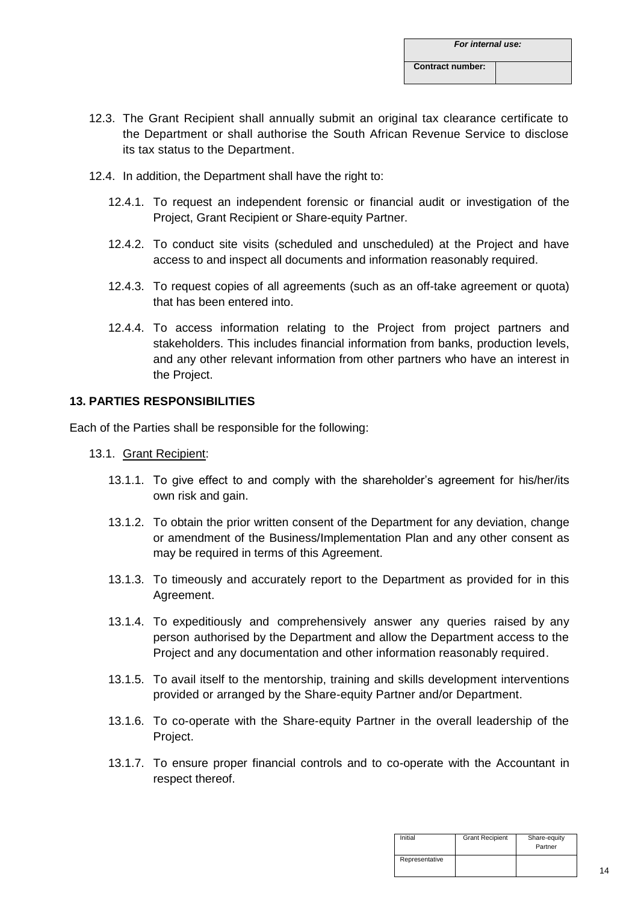12.3. The Grant Recipient shall annually submit an original tax clearance certificate to the Department or shall authorise the South African Revenue Service to disclose its tax status to the Department.

12.4. In addition, the Department shall have the right to:

12.4.1. To request an independent forensic or financial audit or investigation of the Project, Grant Recipient or Share-equity Partner.

12.4.2. To conduct site visits (scheduled and unscheduled) at the Project and have access to and inspect all documents and information reasonably required.

12.4.3. To request copies of all agreements (such as an off-take agreement or quota) that has been entered into.

12.4.4. To access information relating to the Project from project partners and stakeholders. This includes financial information from banks, production levels, and any other relevant information from other partners who have an interest in the Project.

## 13. PARTIES RESPONSIBILITIES

Each of the Parties shall be responsible for the following:

13.1. Grant Recipient:

13.1.1. To give effect to and comply with the shareholder's agreement for his/her/its own risk and gain.

13.1.2. To obtain the prior written consent of the Department for any deviation, change or amendment of the Business/Implementation Plan and any other consent as may be required in terms of this Agreement.

13.1.3. To timeously and accurately report to the Department as provided for in this Agreement.

13.1.4. To expeditiously and comprehensively answer any queries raised by any person authorised by the Department and allow the Department access to the Project and any documentation and other information reasonably required.

13.1.5. To avail itself to the mentorship, training and skills development interventions provided or arranged by the Share-equity Partner and/or Department.

13.1.6. To co-operate with the Share-equity Partner in the overall leadership of the Project.

13.1.7. To ensure proper financial controls and to co-operate with the Accountant in respect thereof.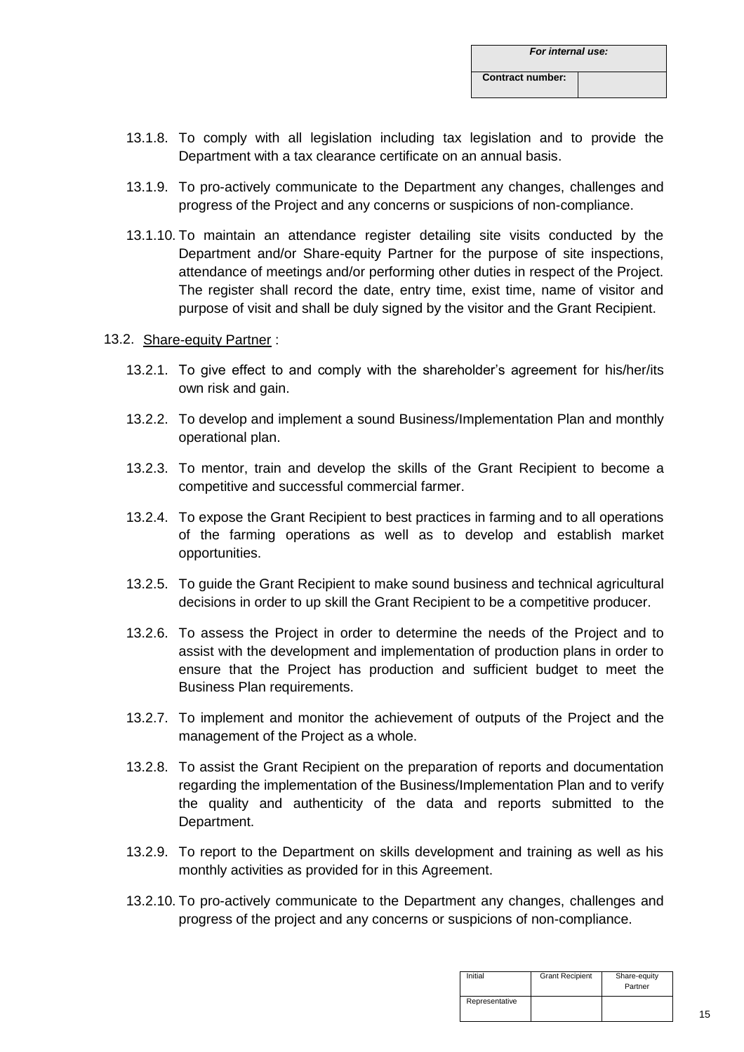| *For internal use:* | |
|---|---|
| **Contract number:** | |

13.1.8. To comply with all legislation including tax legislation and to provide the Department with a tax clearance certificate on an annual basis.

13.1.9. To pro-actively communicate to the Department any changes, challenges and progress of the Project and any concerns or suspicions of non-compliance.

13.1.10. To maintain an attendance register detailing site visits conducted by the Department and/or Share-equity Partner for the purpose of site inspections, attendance of meetings and/or performing other duties in respect of the Project. The register shall record the date, entry time, exist time, name of visitor and purpose of visit and shall be duly signed by the visitor and the Grant Recipient.

13.2. Share-equity Partner :

13.2.1. To give effect to and comply with the shareholder's agreement for his/her/its own risk and gain.

13.2.2. To develop and implement a sound Business/Implementation Plan and monthly operational plan.

13.2.3. To mentor, train and develop the skills of the Grant Recipient to become a competitive and successful commercial farmer.

13.2.4. To expose the Grant Recipient to best practices in farming and to all operations of the farming operations as well as to develop and establish market opportunities.

13.2.5. To guide the Grant Recipient to make sound business and technical agricultural decisions in order to up skill the Grant Recipient to be a competitive producer.

13.2.6. To assess the Project in order to determine the needs of the Project and to assist with the development and implementation of production plans in order to ensure that the Project has production and sufficient budget to meet the Business Plan requirements.

13.2.7. To implement and monitor the achievement of outputs of the Project and the management of the Project as a whole.

13.2.8. To assist the Grant Recipient on the preparation of reports and documentation regarding the implementation of the Business/Implementation Plan and to verify the quality and authenticity of the data and reports submitted to the Department.

13.2.9. To report to the Department on skills development and training as well as his monthly activities as provided for in this Agreement.

13.2.10. To pro-actively communicate to the Department any changes, challenges and progress of the project and any concerns or suspicions of non-compliance.

| Initial | Grant Recipient | Share-equity Partner |
|---|---|---|
| Representative | | |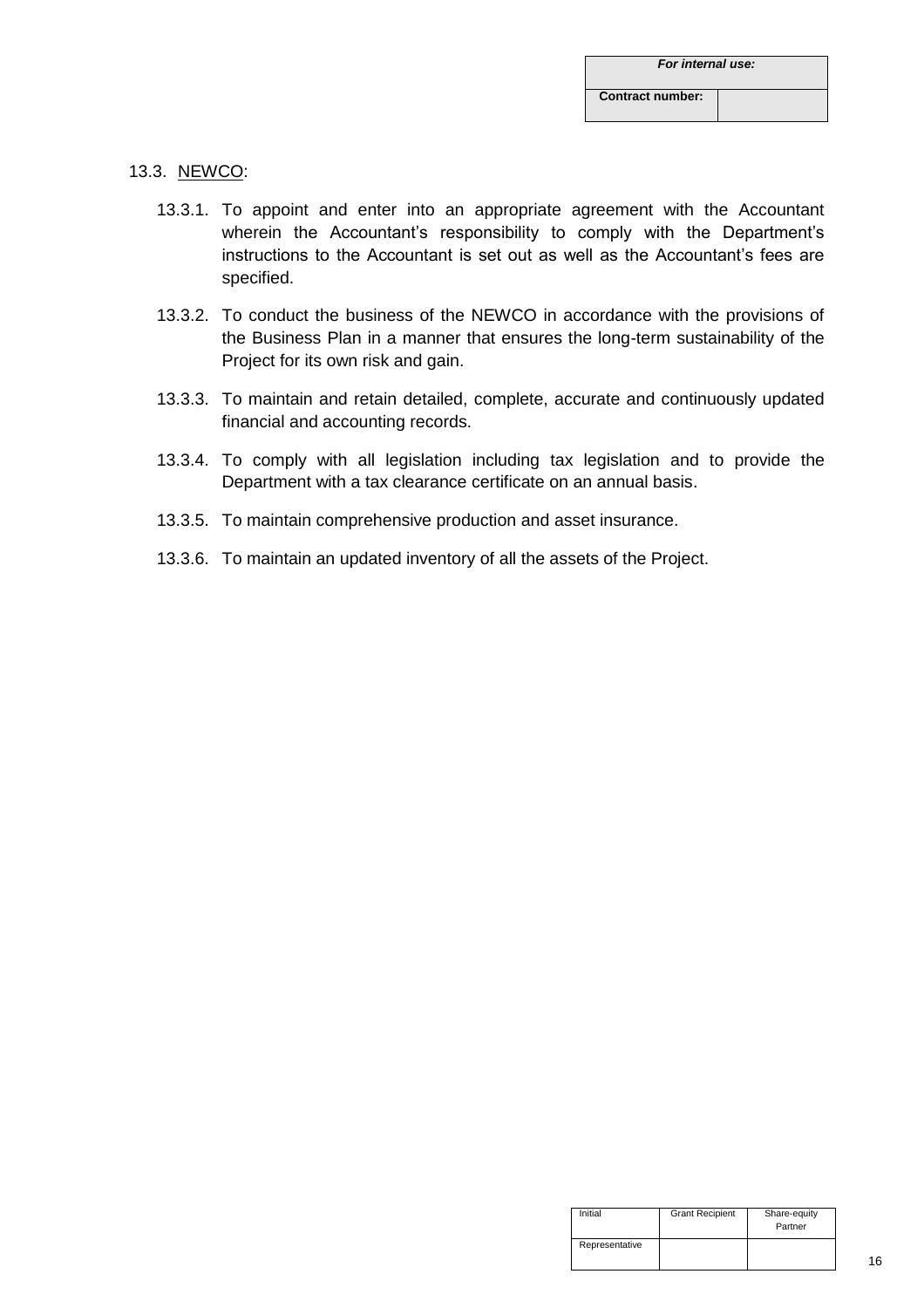| *For internal use:* | |
|---|---|
| **Contract number:** | |

13.3. NEWCO:

13.3.1. To appoint and enter into an appropriate agreement with the Accountant wherein the Accountant's responsibility to comply with the Department's instructions to the Accountant is set out as well as the Accountant's fees are specified.

13.3.2. To conduct the business of the NEWCO in accordance with the provisions of the Business Plan in a manner that ensures the long-term sustainability of the Project for its own risk and gain.

13.3.3. To maintain and retain detailed, complete, accurate and continuously updated financial and accounting records.

13.3.4. To comply with all legislation including tax legislation and to provide the Department with a tax clearance certificate on an annual basis.

13.3.5. To maintain comprehensive production and asset insurance.

13.3.6. To maintain an updated inventory of all the assets of the Project.

| Initial | Grant Recipient | Share-equity Partner |
|---|---|---|
| Representative | | |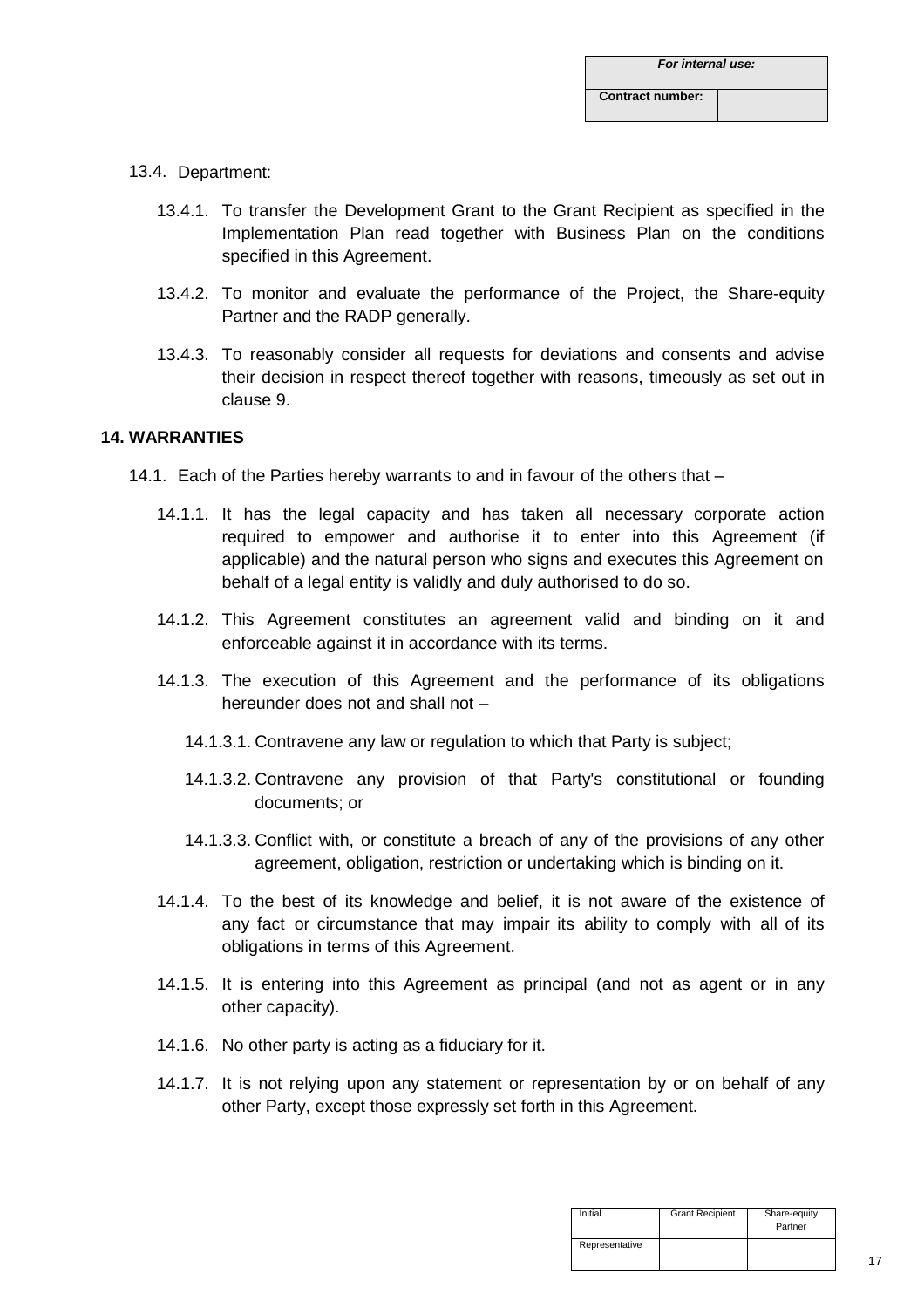| For internal use: | |
|---|---|
| Contract number: | |

13.4. Department:

13.4.1. To transfer the Development Grant to the Grant Recipient as specified in the Implementation Plan read together with Business Plan on the conditions specified in this Agreement.

13.4.2. To monitor and evaluate the performance of the Project, the Share-equity Partner and the RADP generally.

13.4.3. To reasonably consider all requests for deviations and consents and advise their decision in respect thereof together with reasons, timeously as set out in clause 9.

**14. WARRANTIES**

14.1. Each of the Parties hereby warrants to and in favour of the others that –

14.1.1. It has the legal capacity and has taken all necessary corporate action required to empower and authorise it to enter into this Agreement (if applicable) and the natural person who signs and executes this Agreement on behalf of a legal entity is validly and duly authorised to do so.

14.1.2. This Agreement constitutes an agreement valid and binding on it and enforceable against it in accordance with its terms.

14.1.3. The execution of this Agreement and the performance of its obligations hereunder does not and shall not –

14.1.3.1. Contravene any law or regulation to which that Party is subject;

14.1.3.2. Contravene any provision of that Party's constitutional or founding documents; or

14.1.3.3. Conflict with, or constitute a breach of any of the provisions of any other agreement, obligation, restriction or undertaking which is binding on it.

14.1.4. To the best of its knowledge and belief, it is not aware of the existence of any fact or circumstance that may impair its ability to comply with all of its obligations in terms of this Agreement.

14.1.5. It is entering into this Agreement as principal (and not as agent or in any other capacity).

14.1.6. No other party is acting as a fiduciary for it.

14.1.7. It is not relying upon any statement or representation by or on behalf of any other Party, except those expressly set forth in this Agreement.

| Initial | Grant Recipient | Share-equity Partner |
|---|---|---|
| Representative | | |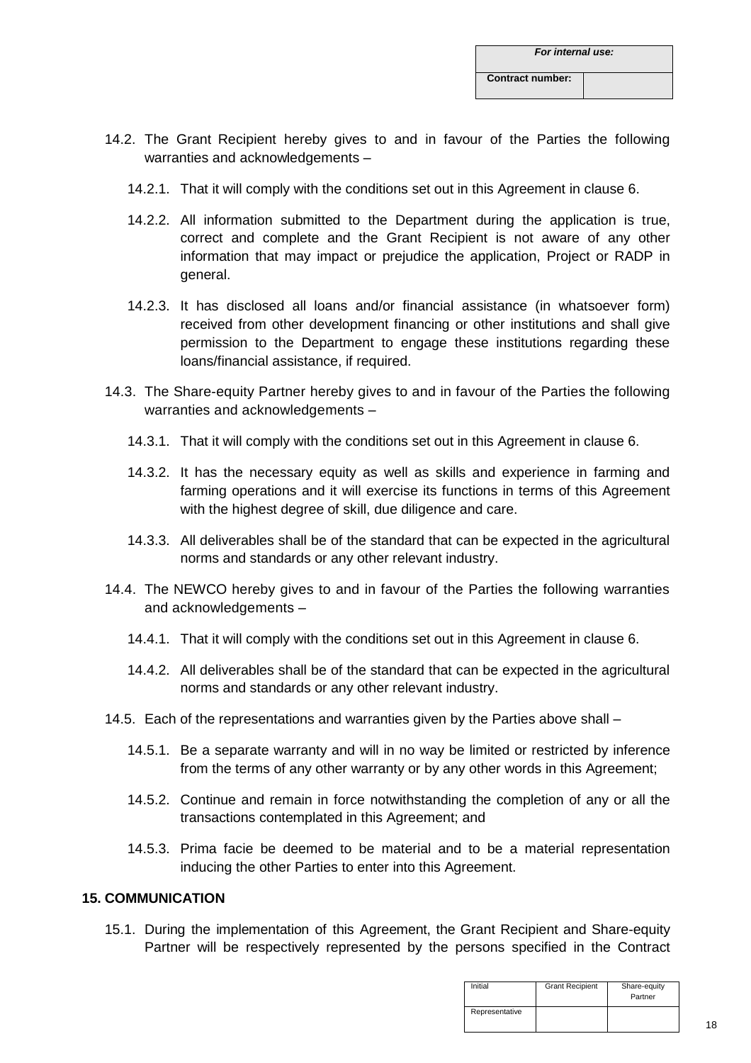| *For internal use:* | |
|---|---|
| **Contract number:** | |

14.2. The Grant Recipient hereby gives to and in favour of the Parties the following warranties and acknowledgements –

14.2.1. That it will comply with the conditions set out in this Agreement in clause 6.

14.2.2. All information submitted to the Department during the application is true, correct and complete and the Grant Recipient is not aware of any other information that may impact or prejudice the application, Project or RADP in general.

14.2.3. It has disclosed all loans and/or financial assistance (in whatsoever form) received from other development financing or other institutions and shall give permission to the Department to engage these institutions regarding these loans/financial assistance, if required.

14.3. The Share-equity Partner hereby gives to and in favour of the Parties the following warranties and acknowledgements –

14.3.1. That it will comply with the conditions set out in this Agreement in clause 6.

14.3.2. It has the necessary equity as well as skills and experience in farming and farming operations and it will exercise its functions in terms of this Agreement with the highest degree of skill, due diligence and care.

14.3.3. All deliverables shall be of the standard that can be expected in the agricultural norms and standards or any other relevant industry.

14.4. The NEWCO hereby gives to and in favour of the Parties the following warranties and acknowledgements –

14.4.1. That it will comply with the conditions set out in this Agreement in clause 6.

14.4.2. All deliverables shall be of the standard that can be expected in the agricultural norms and standards or any other relevant industry.

14.5. Each of the representations and warranties given by the Parties above shall –

14.5.1. Be a separate warranty and will in no way be limited or restricted by inference from the terms of any other warranty or by any other words in this Agreement;

14.5.2. Continue and remain in force notwithstanding the completion of any or all the transactions contemplated in this Agreement; and

14.5.3. Prima facie be deemed to be material and to be a material representation inducing the other Parties to enter into this Agreement.

## 15. COMMUNICATION

15.1. During the implementation of this Agreement, the Grant Recipient and Share-equity Partner will be respectively represented by the persons specified in the Contract

| Initial | Grant Recipient | Share-equity Partner |
|---|---|---|
| Representative | | |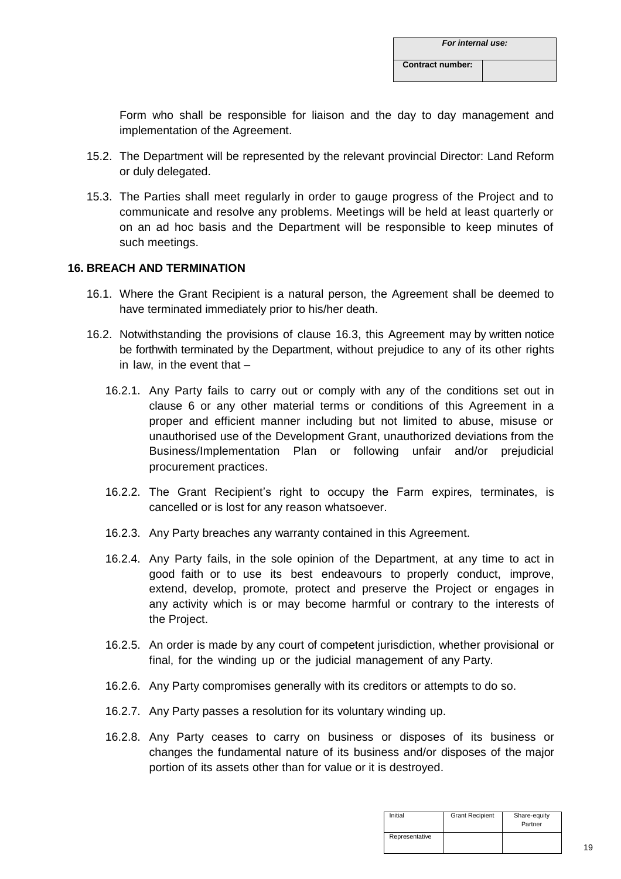Form who shall be responsible for liaison and the day to day management and implementation of the Agreement.

15.2. The Department will be represented by the relevant provincial Director: Land Reform or duly delegated.

15.3. The Parties shall meet regularly in order to gauge progress of the Project and to communicate and resolve any problems. Meetings will be held at least quarterly or on an ad hoc basis and the Department will be responsible to keep minutes of such meetings.

## 16. BREACH AND TERMINATION

16.1. Where the Grant Recipient is a natural person, the Agreement shall be deemed to have terminated immediately prior to his/her death.

16.2. Notwithstanding the provisions of clause 16.3, this Agreement may by written notice be forthwith terminated by the Department, without prejudice to any of its other rights in law, in the event that –

16.2.1. Any Party fails to carry out or comply with any of the conditions set out in clause 6 or any other material terms or conditions of this Agreement in a proper and efficient manner including but not limited to abuse, misuse or unauthorised use of the Development Grant, unauthorized deviations from the Business/Implementation Plan or following unfair and/or prejudicial procurement practices.

16.2.2. The Grant Recipient's right to occupy the Farm expires, terminates, is cancelled or is lost for any reason whatsoever.

16.2.3. Any Party breaches any warranty contained in this Agreement.

16.2.4. Any Party fails, in the sole opinion of the Department, at any time to act in good faith or to use its best endeavours to properly conduct, improve, extend, develop, promote, protect and preserve the Project or engages in any activity which is or may become harmful or contrary to the interests of the Project.

16.2.5. An order is made by any court of competent jurisdiction, whether provisional or final, for the winding up or the judicial management of any Party.

16.2.6. Any Party compromises generally with its creditors or attempts to do so.

16.2.7. Any Party passes a resolution for its voluntary winding up.

16.2.8. Any Party ceases to carry on business or disposes of its business or changes the fundamental nature of its business and/or disposes of the major portion of its assets other than for value or it is destroyed.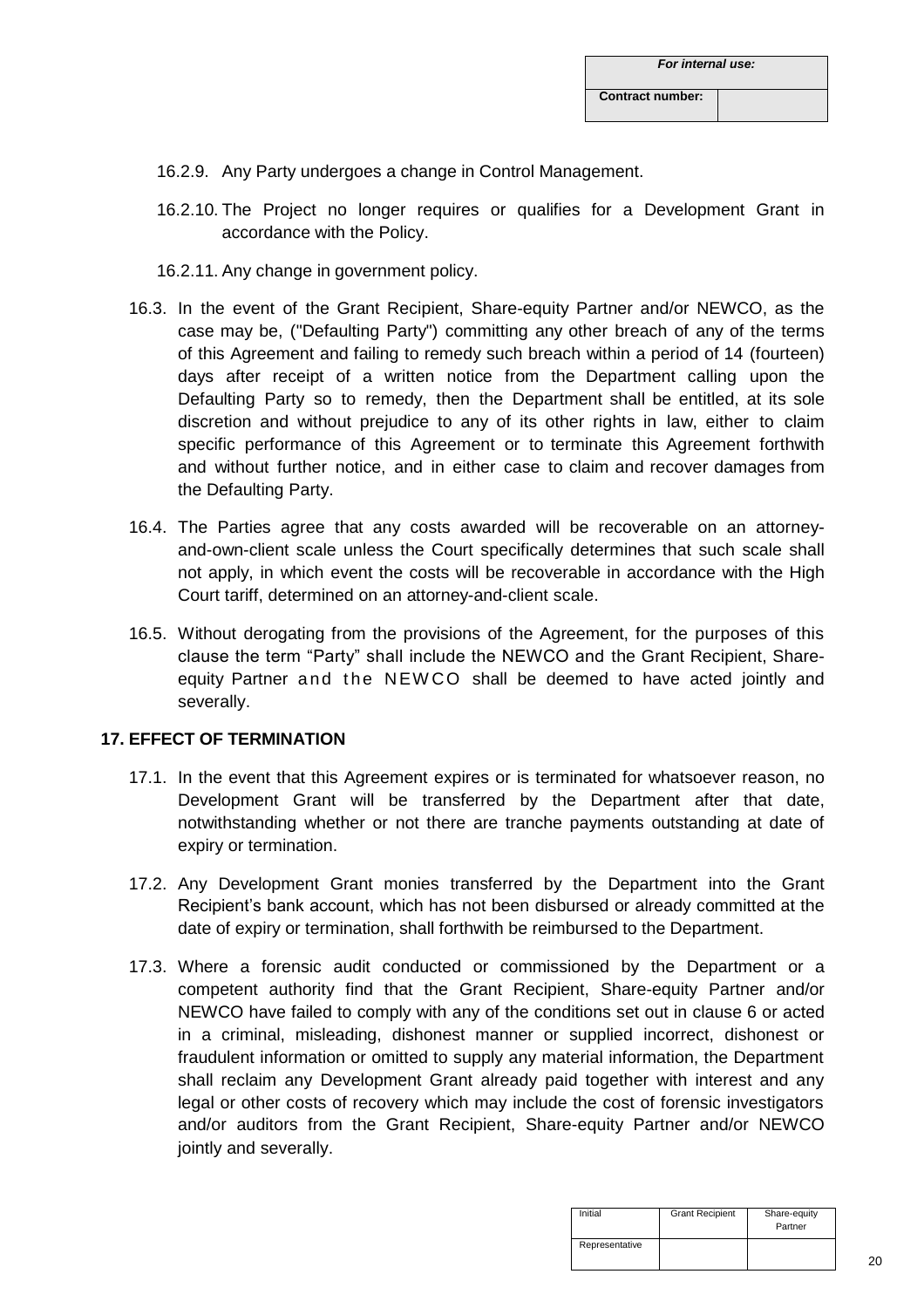| *For internal use:* | |
|---|---|
| **Contract number:** | |

16.2.9. Any Party undergoes a change in Control Management.

16.2.10. The Project no longer requires or qualifies for a Development Grant in accordance with the Policy.

16.2.11. Any change in government policy.

16.3. In the event of the Grant Recipient, Share-equity Partner and/or NEWCO, as the case may be, ("Defaulting Party") committing any other breach of any of the terms of this Agreement and failing to remedy such breach within a period of 14 (fourteen) days after receipt of a written notice from the Department calling upon the Defaulting Party so to remedy, then the Department shall be entitled, at its sole discretion and without prejudice to any of its other rights in law, either to claim specific performance of this Agreement or to terminate this Agreement forthwith and without further notice, and in either case to claim and recover damages from the Defaulting Party.

16.4. The Parties agree that any costs awarded will be recoverable on an attorney-and-own-client scale unless the Court specifically determines that such scale shall not apply, in which event the costs will be recoverable in accordance with the High Court tariff, determined on an attorney-and-client scale.

16.5. Without derogating from the provisions of the Agreement, for the purposes of this clause the term "Party" shall include the NEWCO and the Grant Recipient, Share-equity Partner and the NEWCO shall be deemed to have acted jointly and severally.

**17. EFFECT OF TERMINATION**

17.1. In the event that this Agreement expires or is terminated for whatsoever reason, no Development Grant will be transferred by the Department after that date, notwithstanding whether or not there are tranche payments outstanding at date of expiry or termination.

17.2. Any Development Grant monies transferred by the Department into the Grant Recipient's bank account, which has not been disbursed or already committed at the date of expiry or termination, shall forthwith be reimbursed to the Department.

17.3. Where a forensic audit conducted or commissioned by the Department or a competent authority find that the Grant Recipient, Share-equity Partner and/or NEWCO have failed to comply with any of the conditions set out in clause 6 or acted in a criminal, misleading, dishonest manner or supplied incorrect, dishonest or fraudulent information or omitted to supply any material information, the Department shall reclaim any Development Grant already paid together with interest and any legal or other costs of recovery which may include the cost of forensic investigators and/or auditors from the Grant Recipient, Share-equity Partner and/or NEWCO jointly and severally.

| Initial | Grant Recipient | Share-equity Partner |
|---|---|---|
| Representative | | |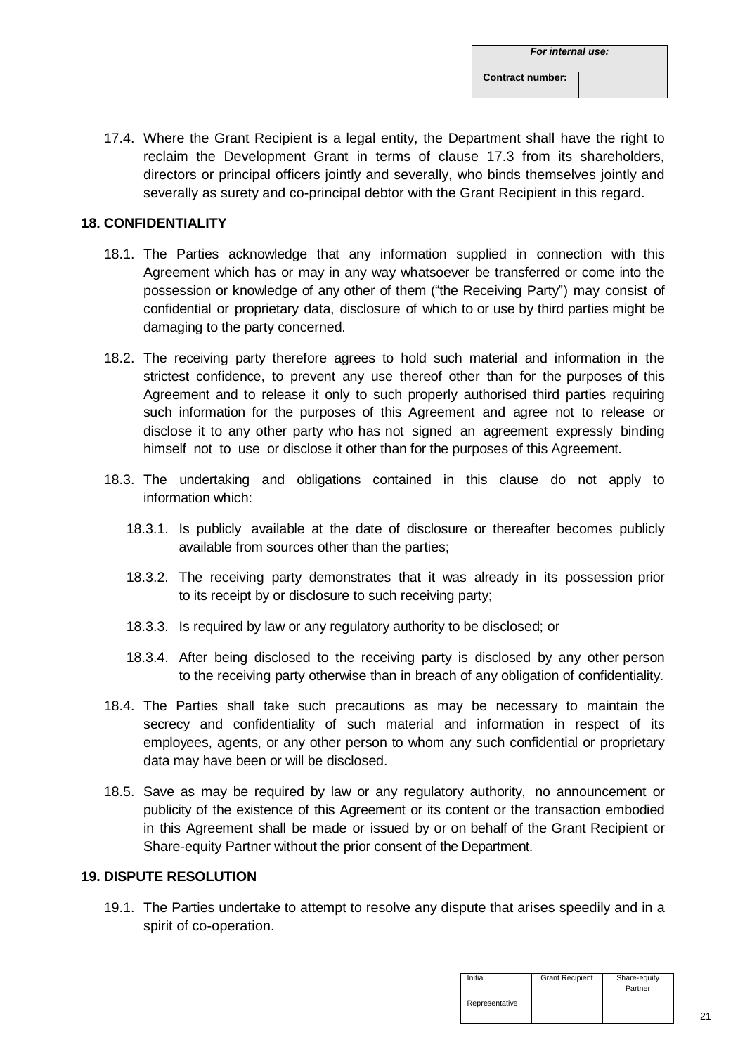17.4. Where the Grant Recipient is a legal entity, the Department shall have the right to reclaim the Development Grant in terms of clause 17.3 from its shareholders, directors or principal officers jointly and severally, who binds themselves jointly and severally as surety and co-principal debtor with the Grant Recipient in this regard.

## 18. CONFIDENTIALITY

18.1. The Parties acknowledge that any information supplied in connection with this Agreement which has or may in any way whatsoever be transferred or come into the possession or knowledge of any other of them ("the Receiving Party") may consist of confidential or proprietary data, disclosure of which to or use by third parties might be damaging to the party concerned.

18.2. The receiving party therefore agrees to hold such material and information in the strictest confidence, to prevent any use thereof other than for the purposes of this Agreement and to release it only to such properly authorised third parties requiring such information for the purposes of this Agreement and agree not to release or disclose it to any other party who has not signed an agreement expressly binding himself not to use or disclose it other than for the purposes of this Agreement.

18.3. The undertaking and obligations contained in this clause do not apply to information which:

18.3.1. Is publicly available at the date of disclosure or thereafter becomes publicly available from sources other than the parties;

18.3.2. The receiving party demonstrates that it was already in its possession prior to its receipt by or disclosure to such receiving party;

18.3.3. Is required by law or any regulatory authority to be disclosed; or

18.3.4. After being disclosed to the receiving party is disclosed by any other person to the receiving party otherwise than in breach of any obligation of confidentiality.

18.4. The Parties shall take such precautions as may be necessary to maintain the secrecy and confidentiality of such material and information in respect of its employees, agents, or any other person to whom any such confidential or proprietary data may have been or will be disclosed.

18.5. Save as may be required by law or any regulatory authority, no announcement or publicity of the existence of this Agreement or its content or the transaction embodied in this Agreement shall be made or issued by or on behalf of the Grant Recipient or Share-equity Partner without the prior consent of the Department.

## 19. DISPUTE RESOLUTION

19.1. The Parties undertake to attempt to resolve any dispute that arises speedily and in a spirit of co-operation.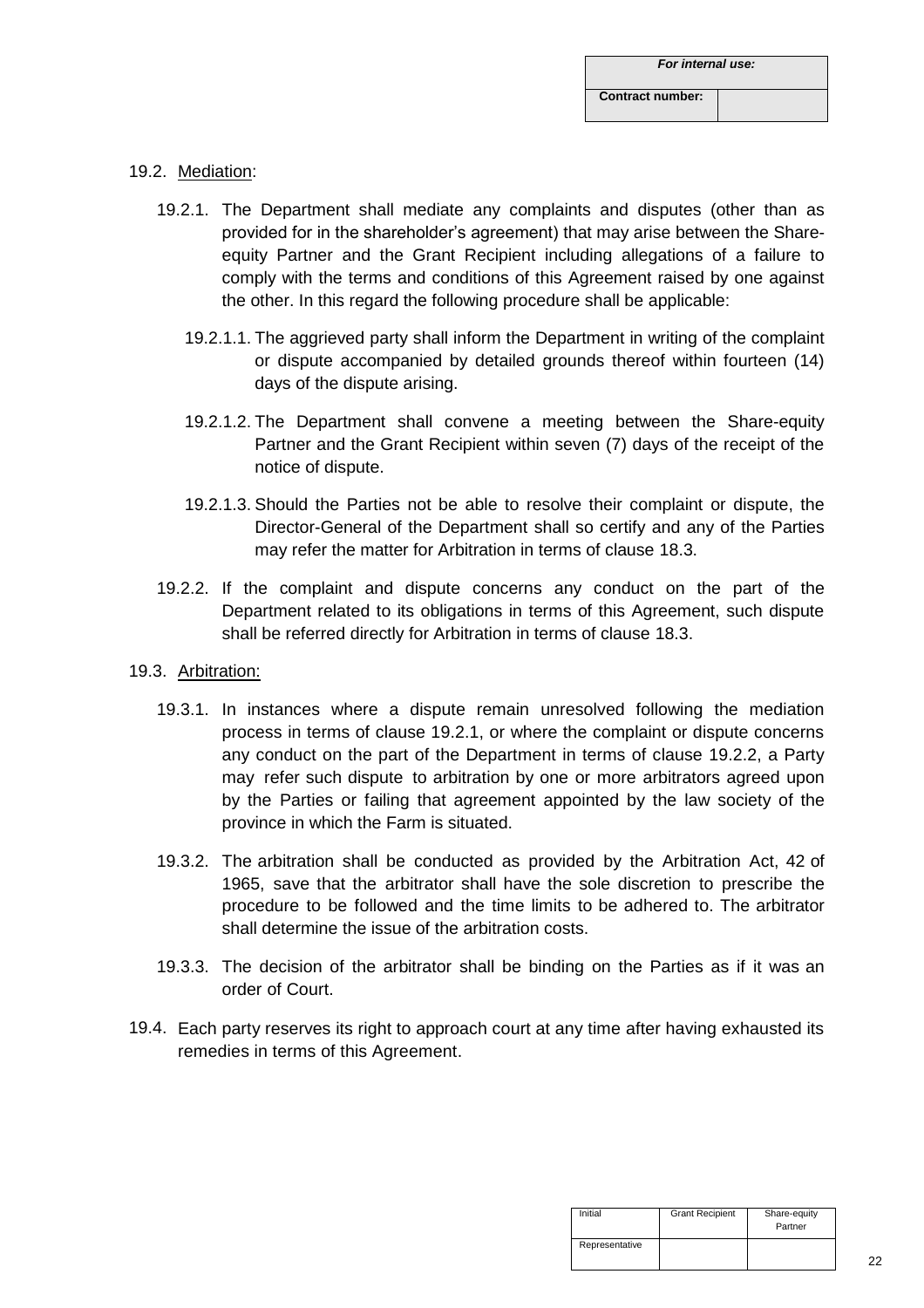| *For internal use:* | |
|---|---|
| **Contract number:** | |

19.2. Mediation:

19.2.1. The Department shall mediate any complaints and disputes (other than as provided for in the shareholder's agreement) that may arise between the Share-equity Partner and the Grant Recipient including allegations of a failure to comply with the terms and conditions of this Agreement raised by one against the other. In this regard the following procedure shall be applicable:

19.2.1.1. The aggrieved party shall inform the Department in writing of the complaint or dispute accompanied by detailed grounds thereof within fourteen (14) days of the dispute arising.

19.2.1.2. The Department shall convene a meeting between the Share-equity Partner and the Grant Recipient within seven (7) days of the receipt of the notice of dispute.

19.2.1.3. Should the Parties not be able to resolve their complaint or dispute, the Director-General of the Department shall so certify and any of the Parties may refer the matter for Arbitration in terms of clause 18.3.

19.2.2. If the complaint and dispute concerns any conduct on the part of the Department related to its obligations in terms of this Agreement, such dispute shall be referred directly for Arbitration in terms of clause 18.3.

19.3. Arbitration:

19.3.1. In instances where a dispute remain unresolved following the mediation process in terms of clause 19.2.1, or where the complaint or dispute concerns any conduct on the part of the Department in terms of clause 19.2.2, a Party may refer such dispute to arbitration by one or more arbitrators agreed upon by the Parties or failing that agreement appointed by the law society of the province in which the Farm is situated.

19.3.2. The arbitration shall be conducted as provided by the Arbitration Act, 42 of 1965, save that the arbitrator shall have the sole discretion to prescribe the procedure to be followed and the time limits to be adhered to. The arbitrator shall determine the issue of the arbitration costs.

19.3.3. The decision of the arbitrator shall be binding on the Parties as if it was an order of Court.

19.4. Each party reserves its right to approach court at any time after having exhausted its remedies in terms of this Agreement.

| Initial | Grant Recipient | Share-equity Partner |
|---|---|---|
| Representative | | |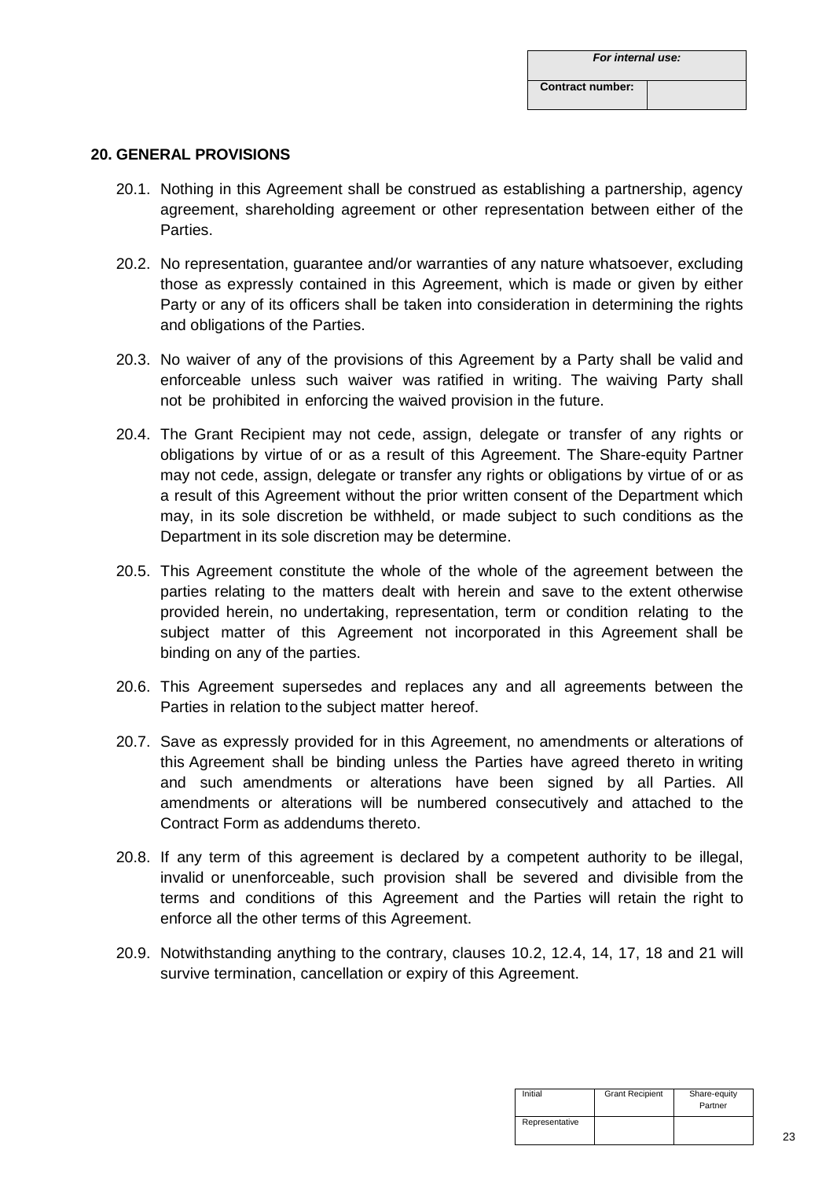| For internal use: | |
|---|---|
| Contract number: | |

## 20. GENERAL PROVISIONS

20.1. Nothing in this Agreement shall be construed as establishing a partnership, agency agreement, shareholding agreement or other representation between either of the Parties.

20.2. No representation, guarantee and/or warranties of any nature whatsoever, excluding those as expressly contained in this Agreement, which is made or given by either Party or any of its officers shall be taken into consideration in determining the rights and obligations of the Parties.

20.3. No waiver of any of the provisions of this Agreement by a Party shall be valid and enforceable unless such waiver was ratified in writing. The waiving Party shall not be prohibited in enforcing the waived provision in the future.

20.4. The Grant Recipient may not cede, assign, delegate or transfer of any rights or obligations by virtue of or as a result of this Agreement. The Share-equity Partner may not cede, assign, delegate or transfer any rights or obligations by virtue of or as a result of this Agreement without the prior written consent of the Department which may, in its sole discretion be withheld, or made subject to such conditions as the Department in its sole discretion may be determine.

20.5. This Agreement constitute the whole of the whole of the agreement between the parties relating to the matters dealt with herein and save to the extent otherwise provided herein, no undertaking, representation, term or condition relating to the subject matter of this Agreement not incorporated in this Agreement shall be binding on any of the parties.

20.6. This Agreement supersedes and replaces any and all agreements between the Parties in relation to the subject matter hereof.

20.7. Save as expressly provided for in this Agreement, no amendments or alterations of this Agreement shall be binding unless the Parties have agreed thereto in writing and such amendments or alterations have been signed by all Parties. All amendments or alterations will be numbered consecutively and attached to the Contract Form as addendums thereto.

20.8. If any term of this agreement is declared by a competent authority to be illegal, invalid or unenforceable, such provision shall be severed and divisible from the terms and conditions of this Agreement and the Parties will retain the right to enforce all the other terms of this Agreement.

20.9. Notwithstanding anything to the contrary, clauses 10.2, 12.4, 14, 17, 18 and 21 will survive termination, cancellation or expiry of this Agreement.

| Initial | Grant Recipient | Share-equity Partner |
|---|---|---|
| Representative | | |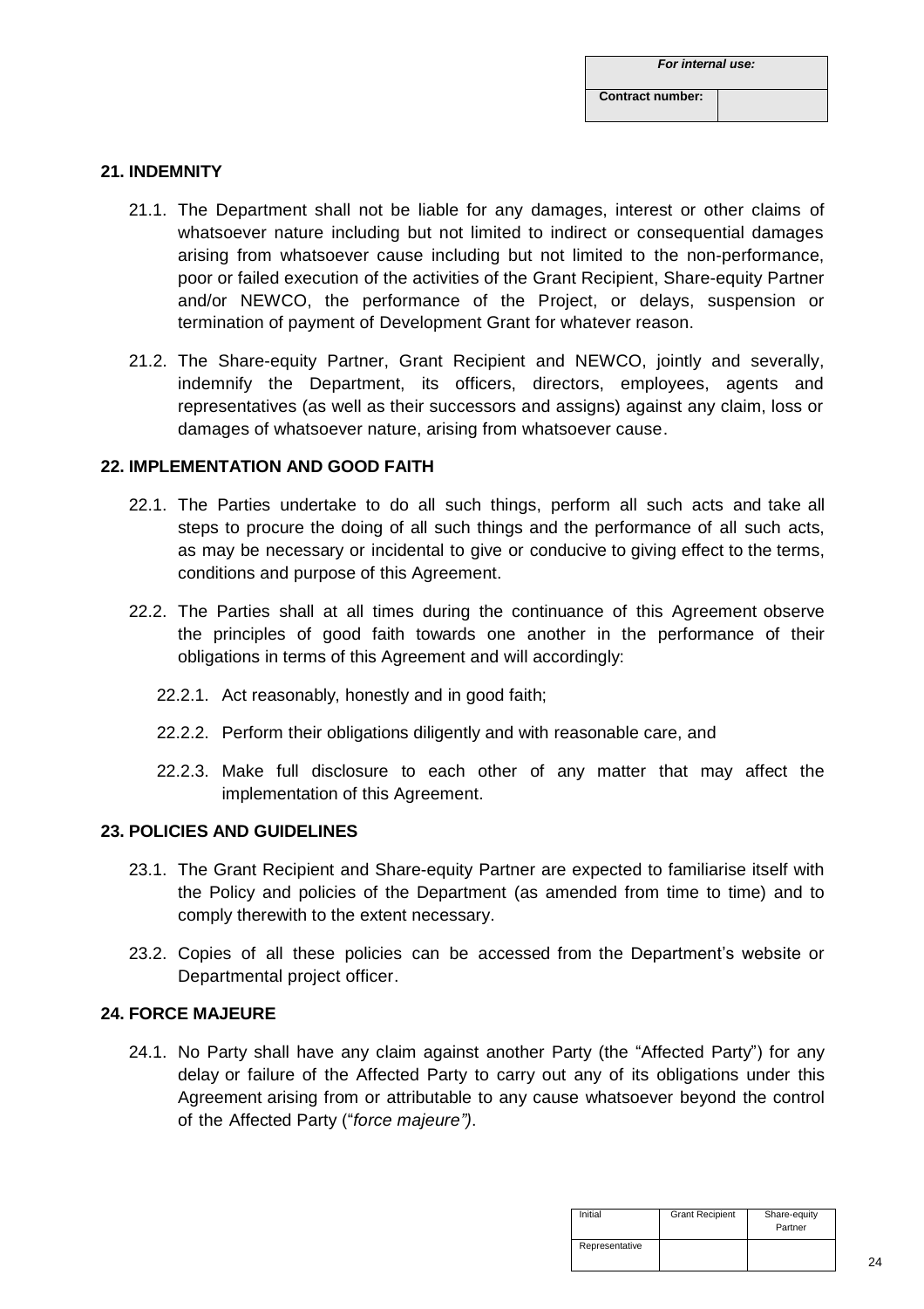| For internal use: | |
| --- | --- |
| Contract number: | |

## 21. INDEMNITY

21.1. The Department shall not be liable for any damages, interest or other claims of whatsoever nature including but not limited to indirect or consequential damages arising from whatsoever cause including but not limited to the non-performance, poor or failed execution of the activities of the Grant Recipient, Share-equity Partner and/or NEWCO, the performance of the Project, or delays, suspension or termination of payment of Development Grant for whatever reason.

21.2. The Share-equity Partner, Grant Recipient and NEWCO, jointly and severally, indemnify the Department, its officers, directors, employees, agents and representatives (as well as their successors and assigns) against any claim, loss or damages of whatsoever nature, arising from whatsoever cause.

## 22. IMPLEMENTATION AND GOOD FAITH

22.1. The Parties undertake to do all such things, perform all such acts and take all steps to procure the doing of all such things and the performance of all such acts, as may be necessary or incidental to give or conducive to giving effect to the terms, conditions and purpose of this Agreement.

22.2. The Parties shall at all times during the continuance of this Agreement observe the principles of good faith towards one another in the performance of their obligations in terms of this Agreement and will accordingly:

22.2.1. Act reasonably, honestly and in good faith;

22.2.2. Perform their obligations diligently and with reasonable care, and

22.2.3. Make full disclosure to each other of any matter that may affect the implementation of this Agreement.

## 23. POLICIES AND GUIDELINES

23.1. The Grant Recipient and Share-equity Partner are expected to familiarise itself with the Policy and policies of the Department (as amended from time to time) and to comply therewith to the extent necessary.

23.2. Copies of all these policies can be accessed from the Department's website or Departmental project officer.

## 24. FORCE MAJEURE

24.1. No Party shall have any claim against another Party (the "Affected Party") for any delay or failure of the Affected Party to carry out any of its obligations under this Agreement arising from or attributable to any cause whatsoever beyond the control of the Affected Party ("*force majeure")*.

| Initial | Grant Recipient | Share-equity Partner |
| --- | --- | --- |
| Representative | | |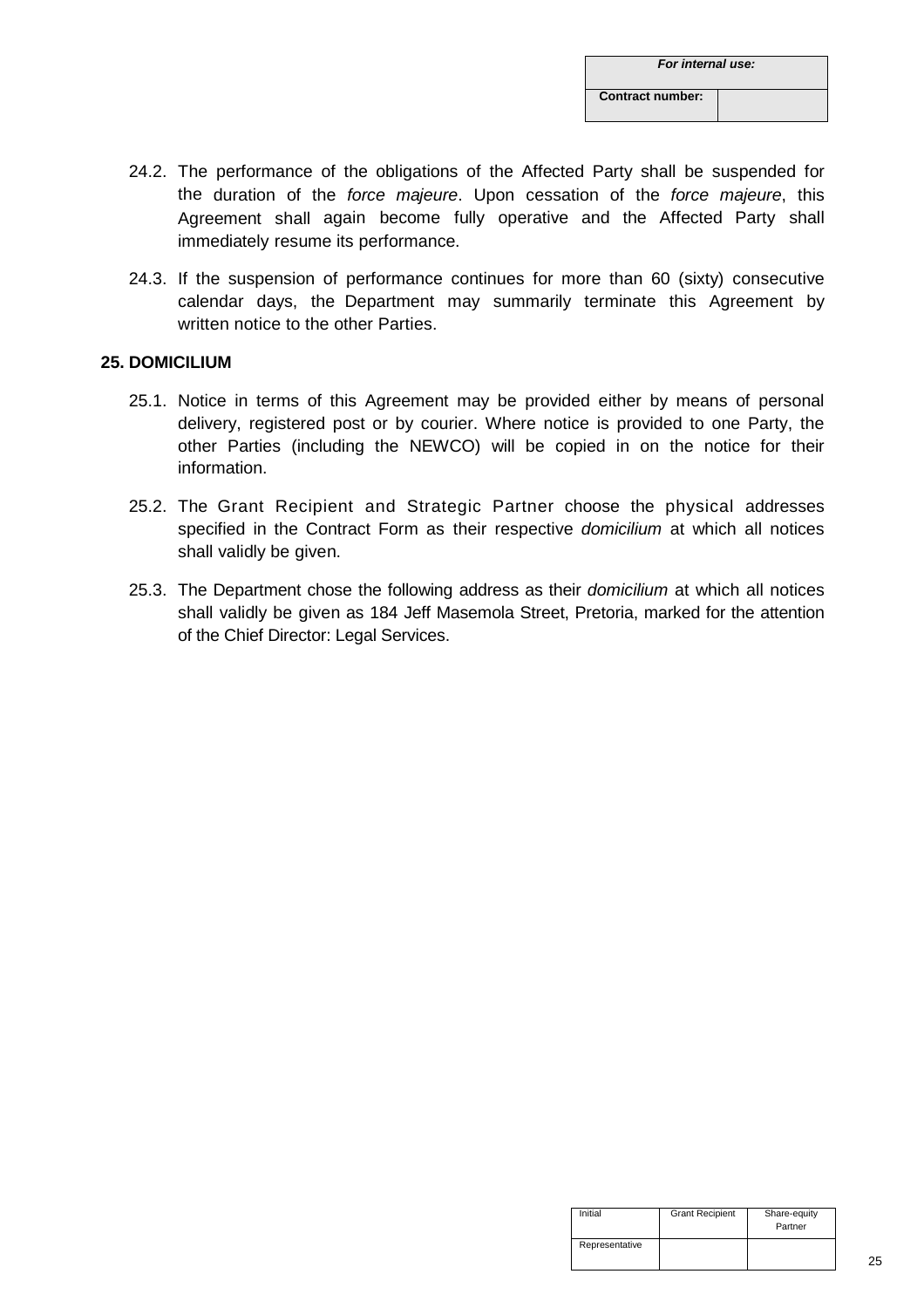| For internal use: | |
|---|---|
| Contract number: | |

24.2. The performance of the obligations of the Affected Party shall be suspended for the duration of the *force majeure*. Upon cessation of the *force majeure*, this Agreement shall again become fully operative and the Affected Party shall immediately resume its performance.

24.3. If the suspension of performance continues for more than 60 (sixty) consecutive calendar days, the Department may summarily terminate this Agreement by written notice to the other Parties.

**25. DOMICILIUM**

25.1. Notice in terms of this Agreement may be provided either by means of personal delivery, registered post or by courier. Where notice is provided to one Party, the other Parties (including the NEWCO) will be copied in on the notice for their information.

25.2. The Grant Recipient and Strategic Partner choose the physical addresses specified in the Contract Form as their respective *domicilium* at which all notices shall validly be given.

25.3. The Department chose the following address as their *domicilium* at which all notices shall validly be given as 184 Jeff Masemola Street, Pretoria, marked for the attention of the Chief Director: Legal Services.

| Initial | Grant Recipient | Share-equity Partner |
|---|---|---|
| Representative | | |